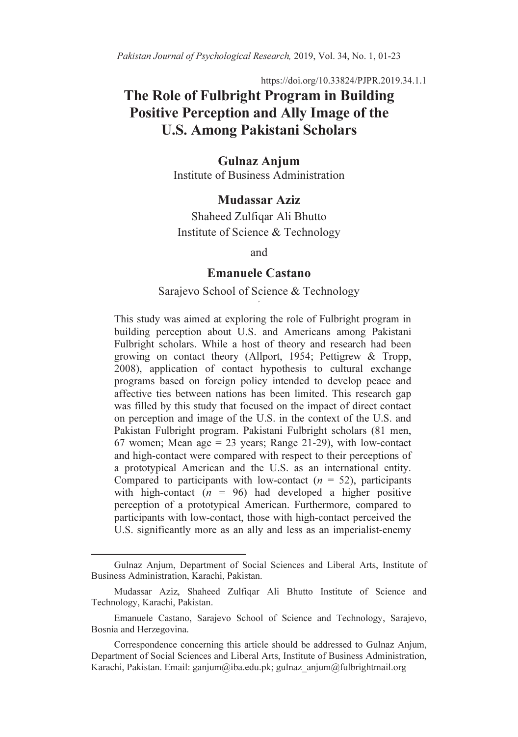https://doi.org/10.33824/PJPR.2019.34.1.1

# The Role of Fulbright Program in Building Positive Perception and Ally Image of the U.S. Among Pakistani Scholars

**Gulnaz Anjum**
Institute of Business Administration

**Mudassar Aziz**
Shaheed Zulfiqar Ali Bhutto
Institute of Science & Technology

and

**Emanuele Castano**
Sarajevo School of Science & Technology

This study was aimed at exploring the role of Fulbright program in building perception about U.S. and Americans among Pakistani Fulbright scholars. While a host of theory and research had been growing on contact theory (Allport, 1954; Pettigrew & Tropp, 2008), application of contact hypothesis to cultural exchange programs based on foreign policy intended to develop peace and affective ties between nations has been limited. This research gap was filled by this study that focused on the impact of direct contact on perception and image of the U.S. in the context of the U.S. and Pakistani Fulbright program. Pakistani Fulbright scholars (81 men, 67 women; Mean age = 23 years; Range 21-29), with low-contact and high-contact were compared with respect to their perceptions of a prototypical American and the U.S. as an international entity. Compared to participants with low-contact ($n$ = 52), participants with high-contact ($n$ = 96) had developed a higher positive perception of a prototypical American. Furthermore, compared to participants with low-contact, those with high-contact perceived the U.S. significantly more as an ally and less as an imperialist-enemy

---

Gulnaz Anjum, Department of Social Sciences and Liberal Arts, Institute of Business Administration, Karachi, Pakistan.

Mudassar Aziz, Shaheed Zulfiqar Ali Bhutto Institute of Science and Technology, Karachi, Pakistan.

Emanuele Castano, Sarajevo School of Science and Technology, Sarajevo, Bosnia and Herzegovina.

Correspondence concerning this article should be addressed to Gulnaz Anjum, Department of Social Sciences and Liberal Arts, Institute of Business Administration, Karachi, Pakistan. Email: ganjum@iba.edu.pk; gulnaz_anjum@fulbrightmail.org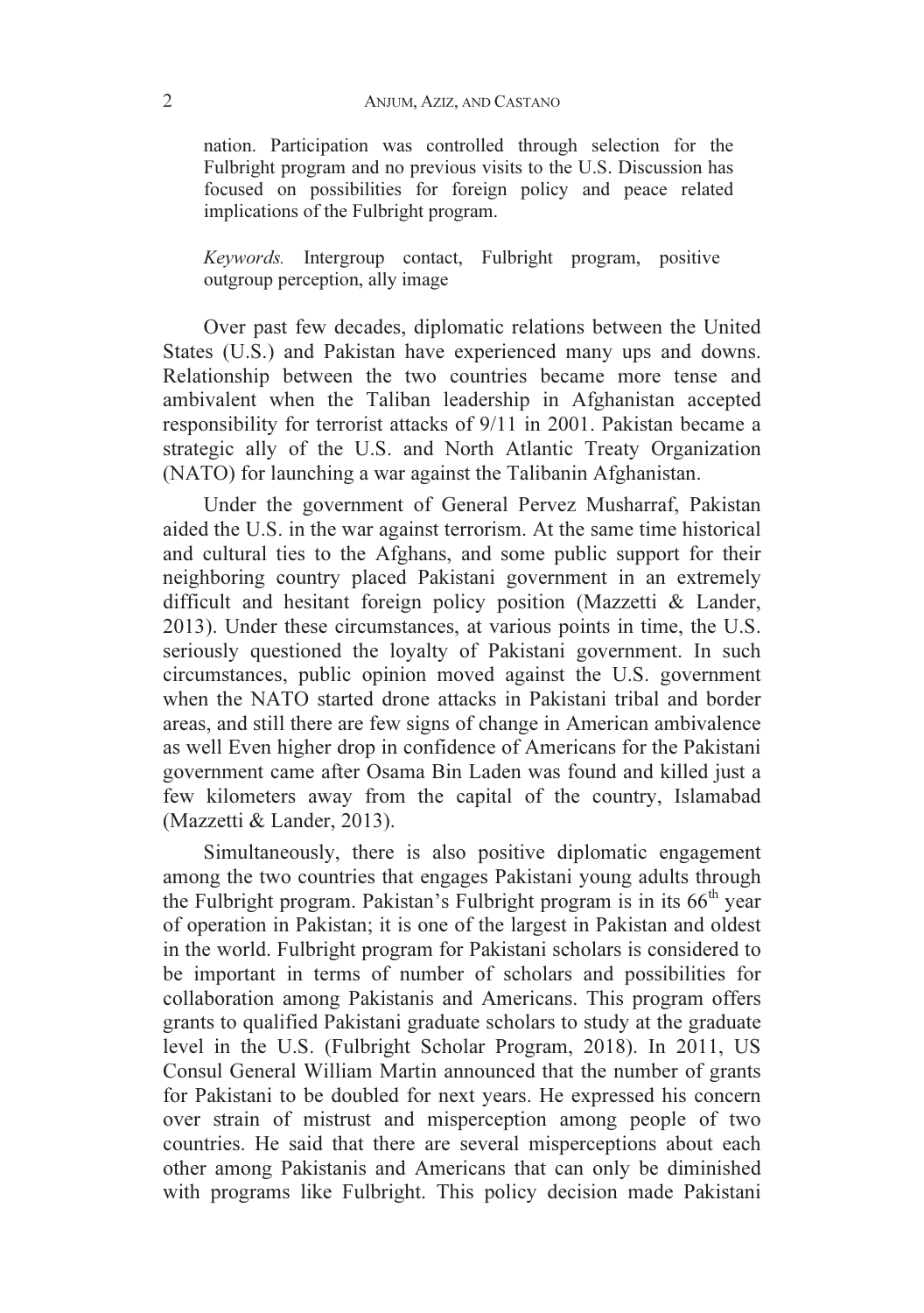nation. Participation was controlled through selection for the Fulbright program and no previous visits to the U.S. Discussion has focused on possibilities for foreign policy and peace related implications of the Fulbright program.

*Keywords.* Intergroup contact, Fulbright program, positive outgroup perception, ally image

Over past few decades, diplomatic relations between the United States (U.S.) and Pakistan have experienced many ups and downs. Relationship between the two countries became more tense and ambivalent when the Taliban leadership in Afghanistan accepted responsibility for terrorist attacks of 9/11 in 2001. Pakistan became a strategic ally of the U.S. and North Atlantic Treaty Organization (NATO) for launching a war against the Talibanin Afghanistan.

Under the government of General Pervez Musharraf, Pakistan aided the U.S. in the war against terrorism. At the same time historical and cultural ties to the Afghans, and some public support for their neighboring country placed Pakistani government in an extremely difficult and hesitant foreign policy position (Mazzetti & Lander, 2013). Under these circumstances, at various points in time, the U.S. seriously questioned the loyalty of Pakistani government. In such circumstances, public opinion moved against the U.S. government when the NATO started drone attacks in Pakistani tribal and border areas, and still there are few signs of change in American ambivalence as well Even higher drop in confidence of Americans for the Pakistani government came after Osama Bin Laden was found and killed just a few kilometers away from the capital of the country, Islamabad (Mazzetti & Lander, 2013).

Simultaneously, there is also positive diplomatic engagement among the two countries that engages Pakistani young adults through the Fulbright program. Pakistan's Fulbright program is in its 66th year of operation in Pakistan; it is one of the largest in Pakistan and oldest in the world. Fulbright program for Pakistani scholars is considered to be important in terms of number of scholars and possibilities for collaboration among Pakistanis and Americans. This program offers grants to qualified Pakistani graduate scholars to study at the graduate level in the U.S. (Fulbright Scholar Program, 2018). In 2011, US Consul General William Martin announced that the number of grants for Pakistani to be doubled for next years. He expressed his concern over strain of mistrust and misperception among people of two countries. He said that there are several misperceptions about each other among Pakistanis and Americans that can only be diminished with programs like Fulbright. This policy decision made Pakistani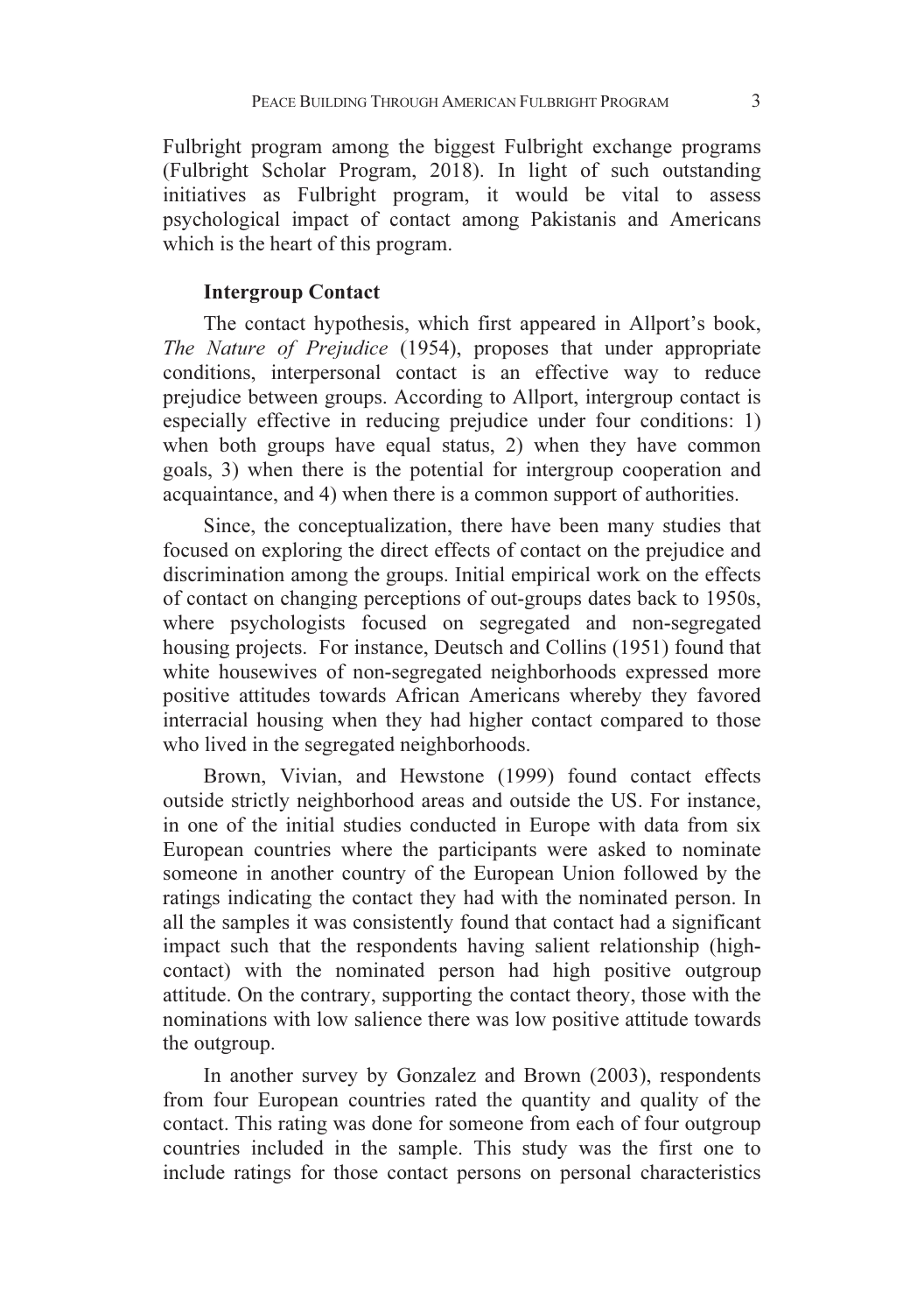Fulbright program among the biggest Fulbright exchange programs (Fulbright Scholar Program, 2018). In light of such outstanding initiatives as Fulbright program, it would be vital to assess psychological impact of contact among Pakistanis and Americans which is the heart of this program.

### Intergroup Contact

The contact hypothesis, which first appeared in Allport's book, *The Nature of Prejudice* (1954), proposes that under appropriate conditions, interpersonal contact is an effective way to reduce prejudice between groups. According to Allport, intergroup contact is especially effective in reducing prejudice under four conditions: 1) when both groups have equal status, 2) when they have common goals, 3) when there is the potential for intergroup cooperation and acquaintance, and 4) when there is a common support of authorities.

Since, the conceptualization, there have been many studies that focused on exploring the direct effects of contact on the prejudice and discrimination among the groups. Initial empirical work on the effects of contact on changing perceptions of out-groups dates back to 1950s, where psychologists focused on segregated and non-segregated housing projects. For instance, Deutsch and Collins (1951) found that white housewives of non-segregated neighborhoods expressed more positive attitudes towards African Americans whereby they favored interracial housing when they had higher contact compared to those who lived in the segregated neighborhoods.

Brown, Vivian, and Hewstone (1999) found contact effects outside strictly neighborhood areas and outside the US. For instance, in one of the initial studies conducted in Europe with data from six European countries where the participants were asked to nominate someone in another country of the European Union followed by the ratings indicating the contact they had with the nominated person. In all the samples it was consistently found that contact had a significant impact such that the respondents having salient relationship (high-contact) with the nominated person had high positive outgroup attitude. On the contrary, supporting the contact theory, those with the nominations with low salience there was low positive attitude towards the outgroup.

In another survey by Gonzalez and Brown (2003), respondents from four European countries rated the quantity and quality of the contact. This rating was done for someone from each of four outgroup countries included in the sample. This study was the first one to include ratings for those contact persons on personal characteristics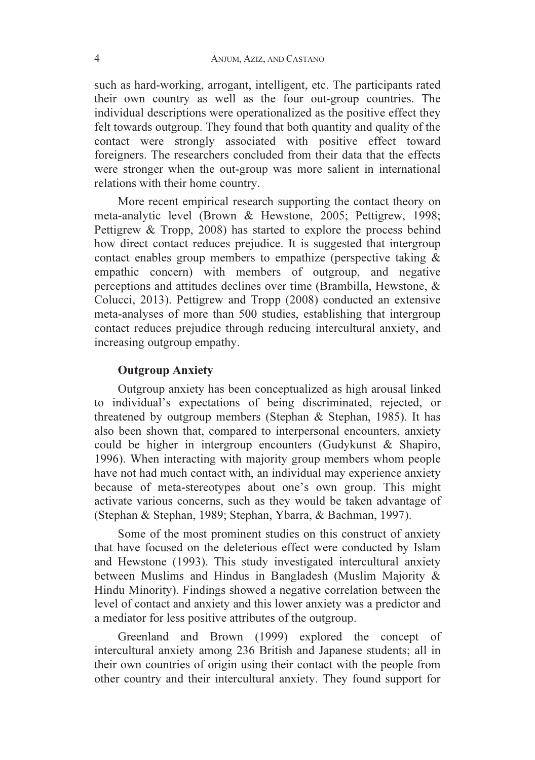such as hard-working, arrogant, intelligent, etc. The participants rated their own country as well as the four out-group countries. The individual descriptions were operationalized as the positive effect they felt towards outgroup. They found that both quantity and quality of the contact were strongly associated with positive effect toward foreigners. The researchers concluded from their data that the effects were stronger when the out-group was more salient in international relations with their home country.

More recent empirical research supporting the contact theory on meta-analytic level (Brown & Hewstone, 2005; Pettigrew, 1998; Pettigrew & Tropp, 2008) has started to explore the process behind how direct contact reduces prejudice. It is suggested that intergroup contact enables group members to empathize (perspective taking & empathic concern) with members of outgroup, and negative perceptions and attitudes declines over time (Brambilla, Hewstone, & Colucci, 2013). Pettigrew and Tropp (2008) conducted an extensive meta-analyses of more than 500 studies, establishing that intergroup contact reduces prejudice through reducing intercultural anxiety, and increasing outgroup empathy.

## Outgroup Anxiety

Outgroup anxiety has been conceptualized as high arousal linked to individual's expectations of being discriminated, rejected, or threatened by outgroup members (Stephan & Stephan, 1985). It has also been shown that, compared to interpersonal encounters, anxiety could be higher in intergroup encounters (Gudykunst & Shapiro, 1996). When interacting with majority group members whom people have not had much contact with, an individual may experience anxiety because of meta-stereotypes about one's own group. This might activate various concerns, such as they would be taken advantage of (Stephan & Stephan, 1989; Stephan, Ybarra, & Bachman, 1997).

Some of the most prominent studies on this construct of anxiety that have focused on the deleterious effect were conducted by Islam and Hewstone (1993). This study investigated intercultural anxiety between Muslims and Hindus in Bangladesh (Muslim Majority & Hindu Minority). Findings showed a negative correlation between the level of contact and anxiety and this lower anxiety was a predictor and a mediator for less positive attributes of the outgroup.

Greenland and Brown (1999) explored the concept of intercultural anxiety among 236 British and Japanese students; all in their own countries of origin using their contact with the people from other country and their intercultural anxiety. They found support for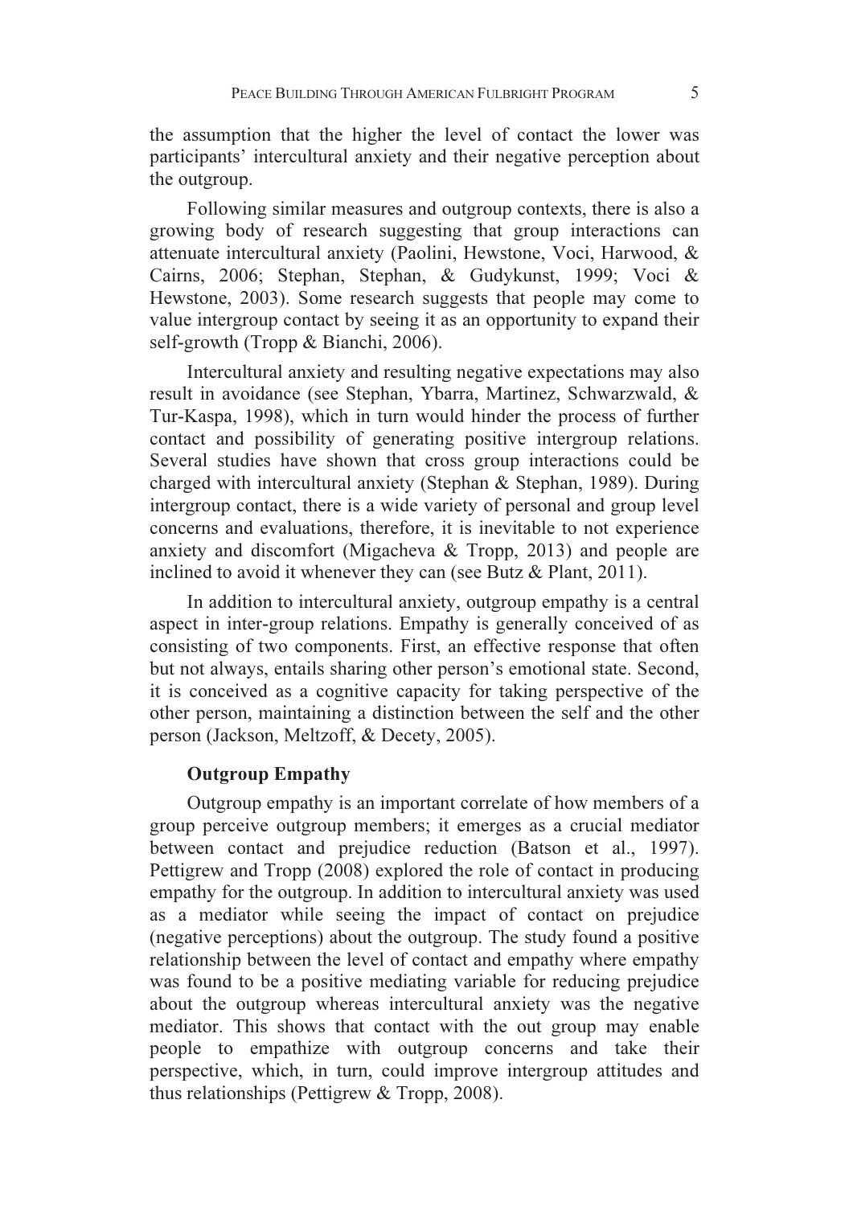the assumption that the higher the level of contact the lower was participants' intercultural anxiety and their negative perception about the outgroup.

Following similar measures and outgroup contexts, there is also a growing body of research suggesting that group interactions can attenuate intercultural anxiety (Paolini, Hewstone, Voci, Harwood, & Cairns, 2006; Stephan, Stephan, & Gudykunst, 1999; Voci & Hewstone, 2003). Some research suggests that people may come to value intergroup contact by seeing it as an opportunity to expand their self-growth (Tropp & Bianchi, 2006).

Intercultural anxiety and resulting negative expectations may also result in avoidance (see Stephan, Ybarra, Martinez, Schwarzwald, & Tur-Kaspa, 1998), which in turn would hinder the process of further contact and possibility of generating positive intergroup relations. Several studies have shown that cross group interactions could be charged with intercultural anxiety (Stephan & Stephan, 1989). During intergroup contact, there is a wide variety of personal and group level concerns and evaluations, therefore, it is inevitable to not experience anxiety and discomfort (Migacheva & Tropp, 2013) and people are inclined to avoid it whenever they can (see Butz & Plant, 2011).

In addition to intercultural anxiety, outgroup empathy is a central aspect in inter-group relations. Empathy is generally conceived of as consisting of two components. First, an effective response that often but not always, entails sharing other person's emotional state. Second, it is conceived as a cognitive capacity for taking perspective of the other person, maintaining a distinction between the self and the other person (Jackson, Meltzoff, & Decety, 2005).

### Outgroup Empathy

Outgroup empathy is an important correlate of how members of a group perceive outgroup members; it emerges as a crucial mediator between contact and prejudice reduction (Batson et al., 1997). Pettigrew and Tropp (2008) explored the role of contact in producing empathy for the outgroup. In addition to intercultural anxiety was used as a mediator while seeing the impact of contact on prejudice (negative perceptions) about the outgroup. The study found a positive relationship between the level of contact and empathy where empathy was found to be a positive mediating variable for reducing prejudice about the outgroup whereas intercultural anxiety was the negative mediator. This shows that contact with the out group may enable people to empathize with outgroup concerns and take their perspective, which, in turn, could improve intergroup attitudes and thus relationships (Pettigrew & Tropp, 2008).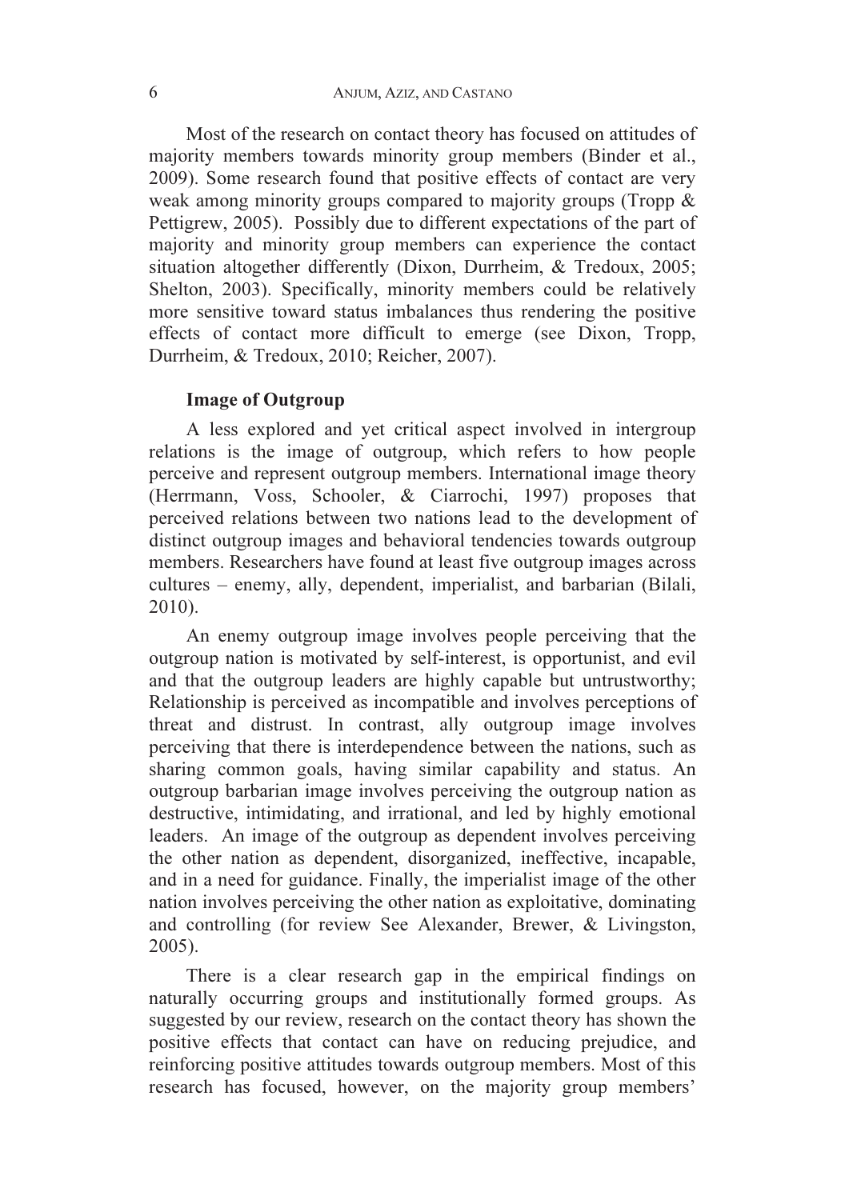Most of the research on contact theory has focused on attitudes of majority members towards minority group members (Binder et al., 2009). Some research found that positive effects of contact are very weak among minority groups compared to majority groups (Tropp & Pettigrew, 2005). Possibly due to different expectations of the part of majority and minority group members can experience the contact situation altogether differently (Dixon, Durrheim, & Tredoux, 2005; Shelton, 2003). Specifically, minority members could be relatively more sensitive toward status imbalances thus rendering the positive effects of contact more difficult to emerge (see Dixon, Tropp, Durrheim, & Tredoux, 2010; Reicher, 2007).

### Image of Outgroup

A less explored and yet critical aspect involved in intergroup relations is the image of outgroup, which refers to how people perceive and represent outgroup members. International image theory (Herrmann, Voss, Schooler, & Ciarrochi, 1997) proposes that perceived relations between two nations lead to the development of distinct outgroup images and behavioral tendencies towards outgroup members. Researchers have found at least five outgroup images across cultures – enemy, ally, dependent, imperialist, and barbarian (Bilali, 2010).

An enemy outgroup image involves people perceiving that the outgroup nation is motivated by self-interest, is opportunist, and evil and that the outgroup leaders are highly capable but untrustworthy; Relationship is perceived as incompatible and involves perceptions of threat and distrust. In contrast, ally outgroup image involves perceiving that there is interdependence between the nations, such as sharing common goals, having similar capability and status. An outgroup barbarian image involves perceiving the outgroup nation as destructive, intimidating, and irrational, and led by highly emotional leaders. An image of the outgroup as dependent involves perceiving the other nation as dependent, disorganized, ineffective, incapable, and in a need for guidance. Finally, the imperialist image of the other nation involves perceiving the other nation as exploitative, dominating and controlling (for review See Alexander, Brewer, & Livingston, 2005).

There is a clear research gap in the empirical findings on naturally occurring groups and institutionally formed groups. As suggested by our review, research on the contact theory has shown the positive effects that contact can have on reducing prejudice, and reinforcing positive attitudes towards outgroup members. Most of this research has focused, however, on the majority group members'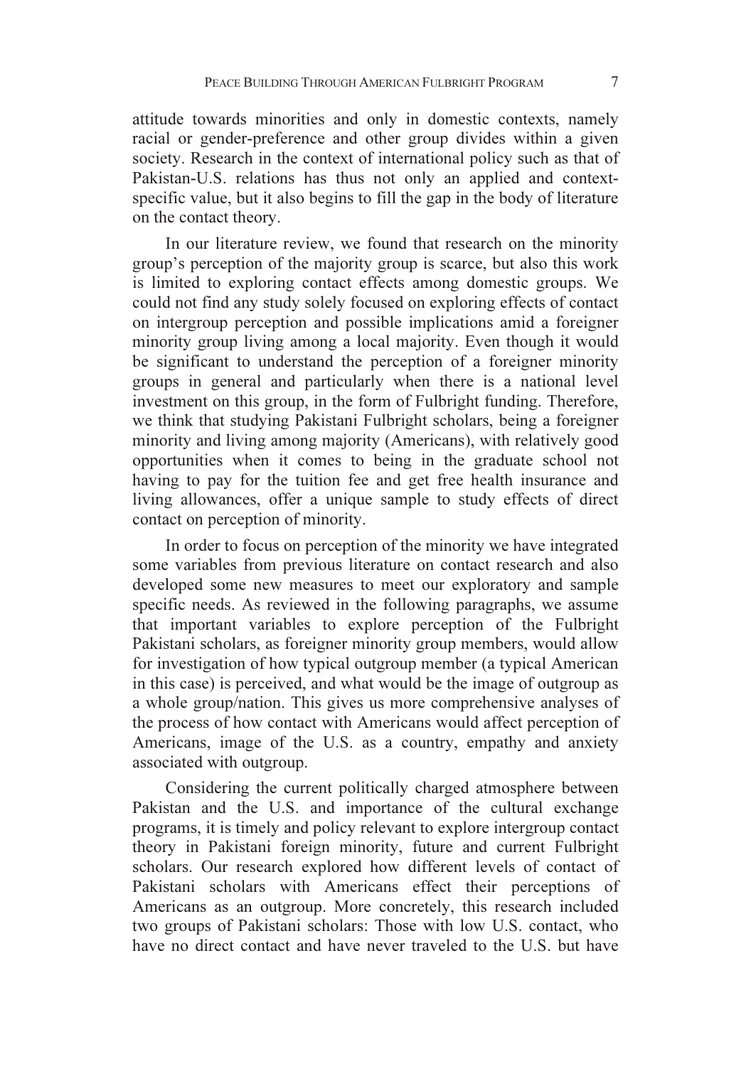attitude towards minorities and only in domestic contexts, namely racial or gender-preference and other group divides within a given society. Research in the context of international policy such as that of Pakistan-U.S. relations has thus not only an applied and context-specific value, but it also begins to fill the gap in the body of literature on the contact theory.

In our literature review, we found that research on the minority group's perception of the majority group is scarce, but also this work is limited to exploring contact effects among domestic groups. We could not find any study solely focused on exploring effects of contact on intergroup perception and possible implications amid a foreigner minority group living among a local majority. Even though it would be significant to understand the perception of a foreigner minority groups in general and particularly when there is a national level investment on this group, in the form of Fulbright funding. Therefore, we think that studying Pakistani Fulbright scholars, being a foreigner minority and living among majority (Americans), with relatively good opportunities when it comes to being in the graduate school not having to pay for the tuition fee and get free health insurance and living allowances, offer a unique sample to study effects of direct contact on perception of minority.

In order to focus on perception of the minority we have integrated some variables from previous literature on contact research and also developed some new measures to meet our exploratory and sample specific needs. As reviewed in the following paragraphs, we assume that important variables to explore perception of the Fulbright Pakistani scholars, as foreigner minority group members, would allow for investigation of how typical outgroup member (a typical American in this case) is perceived, and what would be the image of outgroup as a whole group/nation. This gives us more comprehensive analyses of the process of how contact with Americans would affect perception of Americans, image of the U.S. as a country, empathy and anxiety associated with outgroup.

Considering the current politically charged atmosphere between Pakistan and the U.S. and importance of the cultural exchange programs, it is timely and policy relevant to explore intergroup contact theory in Pakistani foreign minority, future and current Fulbright scholars. Our research explored how different levels of contact of Pakistani scholars with Americans effect their perceptions of Americans as an outgroup. More concretely, this research included two groups of Pakistani scholars: Those with low U.S. contact, who have no direct contact and have never traveled to the U.S. but have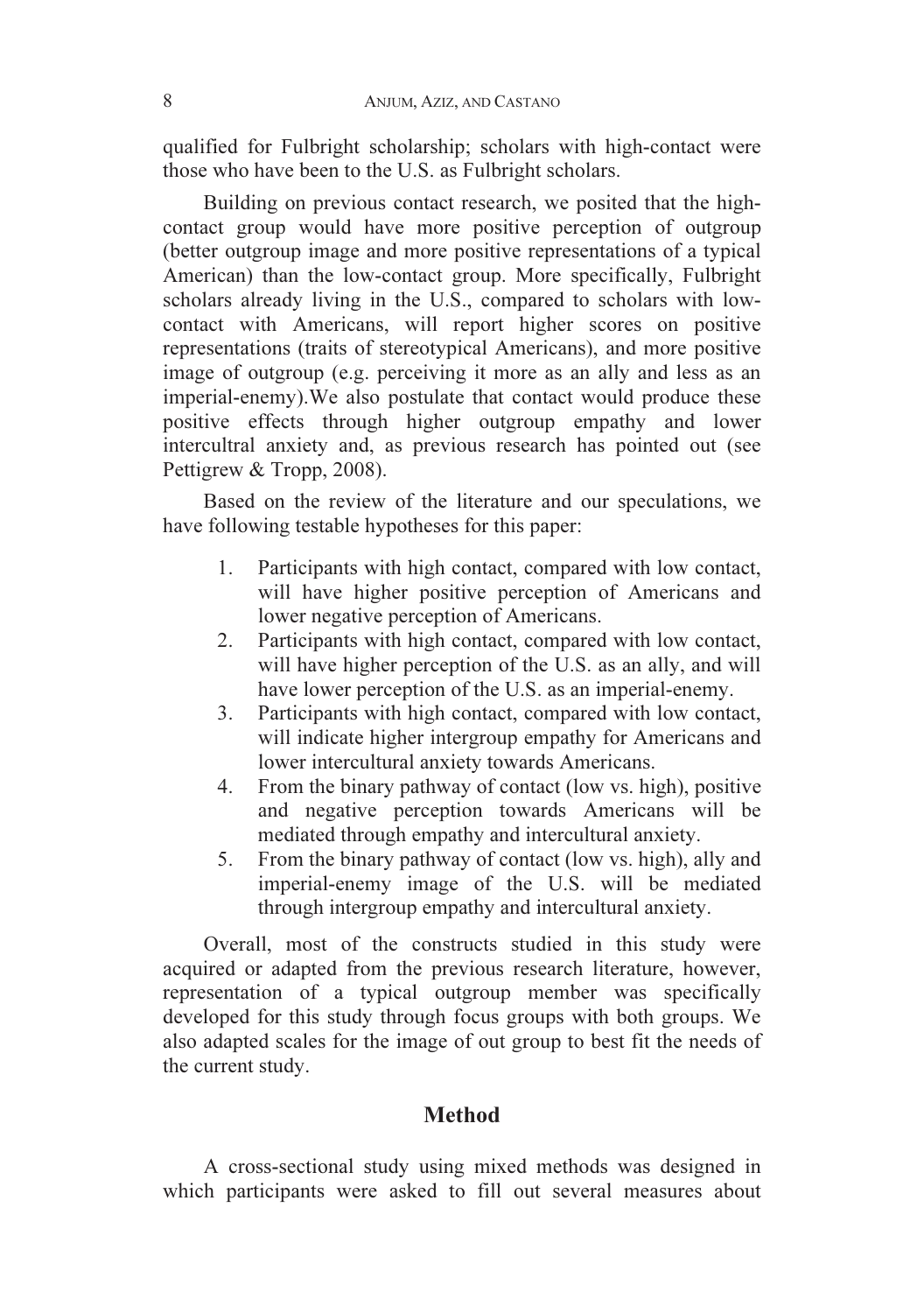qualified for Fulbright scholarship; scholars with high-contact were those who have been to the U.S. as Fulbright scholars.

Building on previous contact research, we posited that the high-contact group would have more positive perception of outgroup (better outgroup image and more positive representations of a typical American) than the low-contact group. More specifically, Fulbright scholars already living in the U.S., compared to scholars with low-contact with Americans, will report higher scores on positive representations (traits of stereotypical Americans), and more positive image of outgroup (e.g. perceiving it more as an ally and less as an imperial-enemy).We also postulate that contact would produce these positive effects through higher outgroup empathy and lower intercultral anxiety and, as previous research has pointed out (see Pettigrew & Tropp, 2008).

Based on the review of the literature and our speculations, we have following testable hypotheses for this paper:

1. Participants with high contact, compared with low contact, will have higher positive perception of Americans and lower negative perception of Americans.
2. Participants with high contact, compared with low contact, will have higher perception of the U.S. as an ally, and will have lower perception of the U.S. as an imperial-enemy.
3. Participants with high contact, compared with low contact, will indicate higher intergroup empathy for Americans and lower intercultural anxiety towards Americans.
4. From the binary pathway of contact (low vs. high), positive and negative perception towards Americans will be mediated through empathy and intercultural anxiety.
5. From the binary pathway of contact (low vs. high), ally and imperial-enemy image of the U.S. will be mediated through intergroup empathy and intercultural anxiety.

Overall, most of the constructs studied in this study were acquired or adapted from the previous research literature, however, representation of a typical outgroup member was specifically developed for this study through focus groups with both groups. We also adapted scales for the image of out group to best fit the needs of the current study.

## Method

A cross-sectional study using mixed methods was designed in which participants were asked to fill out several measures about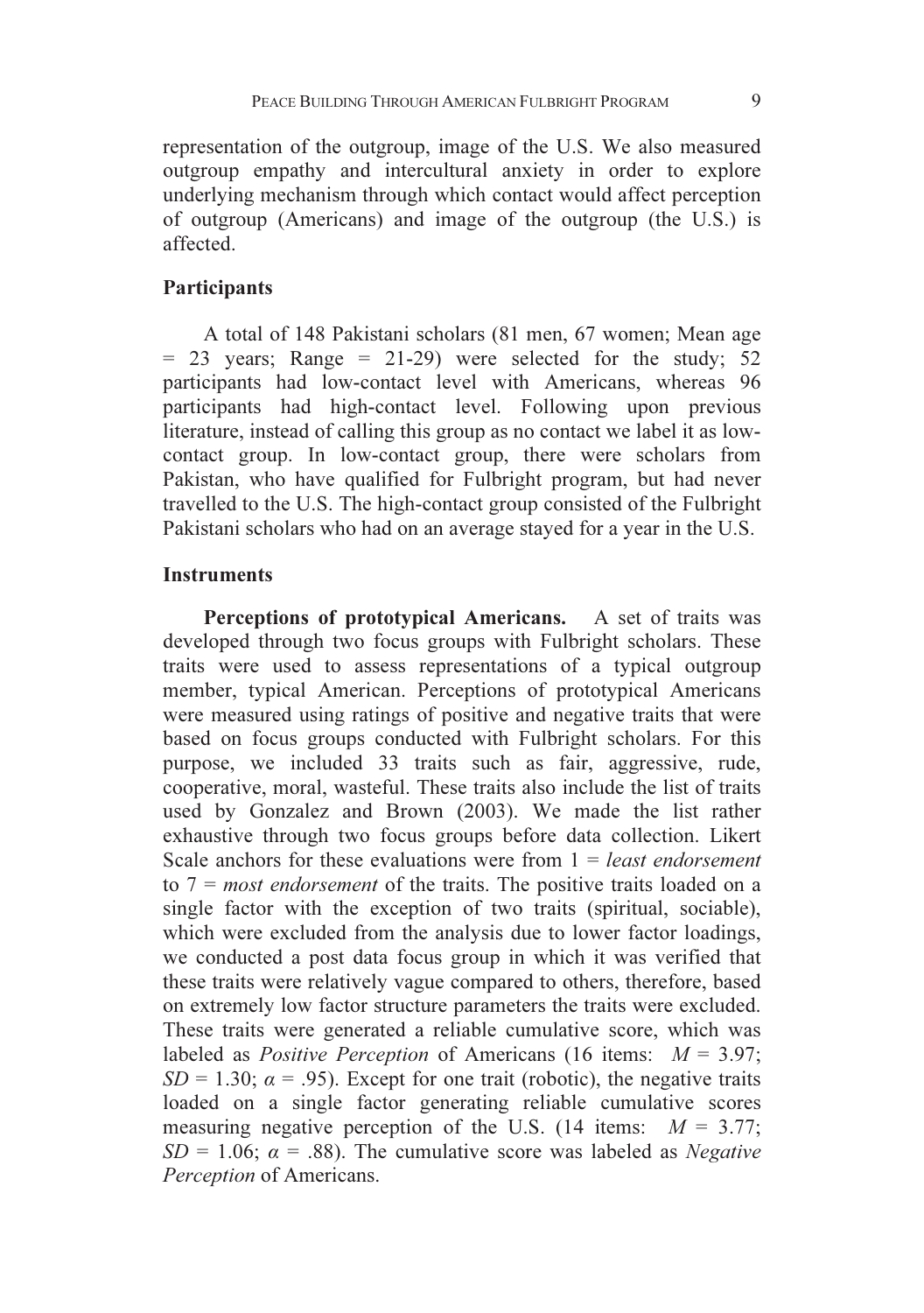representation of the outgroup, image of the U.S. We also measured outgroup empathy and intercultural anxiety in order to explore underlying mechanism through which contact would affect perception of outgroup (Americans) and image of the outgroup (the U.S.) is affected.

## Participants

A total of 148 Pakistani scholars (81 men, 67 women; Mean age = 23 years; Range = 21-29) were selected for the study; 52 participants had low-contact level with Americans, whereas 96 participants had high-contact level. Following upon previous literature, instead of calling this group as no contact we label it as low-contact group. In low-contact group, there were scholars from Pakistan, who have qualified for Fulbright program, but had never travelled to the U.S. The high-contact group consisted of the Fulbright Pakistani scholars who had on an average stayed for a year in the U.S.

## Instruments

**Perceptions of prototypical Americans.** A set of traits was developed through two focus groups with Fulbright scholars. These traits were used to assess representations of a typical outgroup member, typical American. Perceptions of prototypical Americans were measured using ratings of positive and negative traits that were based on focus groups conducted with Fulbright scholars. For this purpose, we included 33 traits such as fair, aggressive, rude, cooperative, moral, wasteful. These traits also include the list of traits used by Gonzalez and Brown (2003). We made the list rather exhaustive through two focus groups before data collection. Likert Scale anchors for these evaluations were from 1 = *least endorsement* to 7 = *most endorsement* of the traits. The positive traits loaded on a single factor with the exception of two traits (spiritual, sociable), which were excluded from the analysis due to lower factor loadings, we conducted a post data focus group in which it was verified that these traits were relatively vague compared to others, therefore, based on extremely low factor structure parameters the traits were excluded. These traits were generated a reliable cumulative score, which was labeled as *Positive Perception* of Americans (16 items: $M = 3.97$; $SD = 1.30$; $\alpha = .95$). Except for one trait (robotic), the negative traits loaded on a single factor generating reliable cumulative scores measuring negative perception of the U.S. (14 items: $M = 3.77$; $SD = 1.06$; $\alpha = .88$). The cumulative score was labeled as *Negative Perception* of Americans.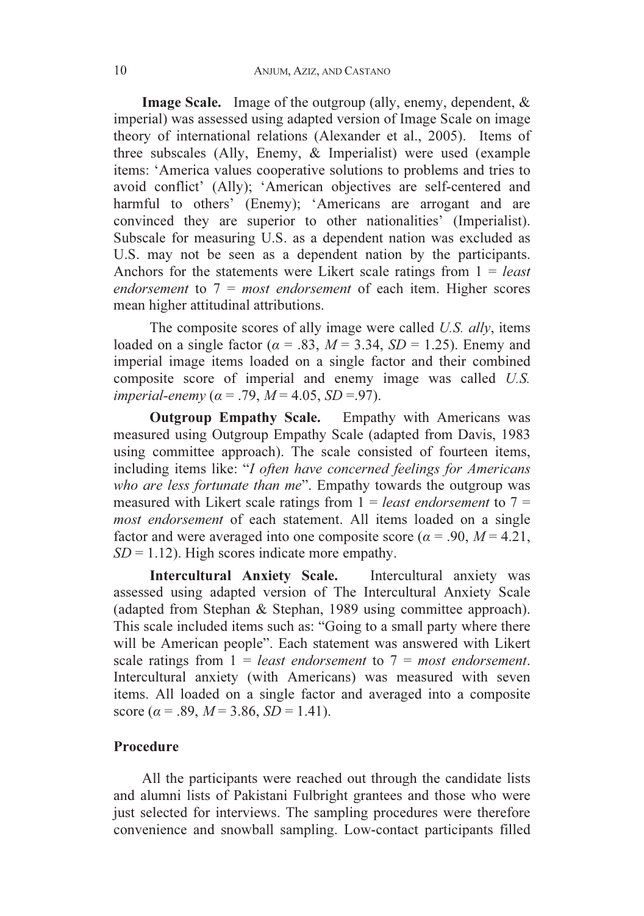**Image Scale.** Image of the outgroup (ally, enemy, dependent, & imperial) was assessed using adapted version of Image Scale on image theory of international relations (Alexander et al., 2005). Items of three subscales (Ally, Enemy, & Imperialist) were used (example items: 'America values cooperative solutions to problems and tries to avoid conflict' (Ally); 'American objectives are self-centered and harmful to others' (Enemy); 'Americans are arrogant and are convinced they are superior to other nationalities' (Imperialist). Subscale for measuring U.S. as a dependent nation was excluded as U.S. may not be seen as a dependent nation by the participants. Anchors for the statements were Likert scale ratings from 1 = *least endorsement* to 7 = *most endorsement* of each item. Higher scores mean higher attitudinal attributions.

The composite scores of ally image were called *U.S. ally*, items loaded on a single factor ($\alpha$ = .83, $M$ = 3.34, $SD$ = 1.25). Enemy and imperial image items loaded on a single factor and their combined composite score of imperial and enemy image was called *U.S. imperial-enemy* ($\alpha$ = .79, $M$ = 4.05, $SD$ =.97).

**Outgroup Empathy Scale.** Empathy with Americans was measured using Outgroup Empathy Scale (adapted from Davis, 1983 using committee approach). The scale consisted of fourteen items, including items like: "*I often have concerned feelings for Americans who are less fortunate than me*". Empathy towards the outgroup was measured with Likert scale ratings from 1 = *least endorsement* to 7 = *most endorsement* of each statement. All items loaded on a single factor and were averaged into one composite score ($\alpha$ = .90, $M$ = 4.21, $SD$ = 1.12). High scores indicate more empathy.

**Intercultural Anxiety Scale.** Intercultural anxiety was assessed using adapted version of The Intercultural Anxiety Scale (adapted from Stephan & Stephan, 1989 using committee approach). This scale included items such as: "Going to a small party where there will be American people". Each statement was answered with Likert scale ratings from 1 = *least endorsement* to 7 = *most endorsement*. Intercultural anxiety (with Americans) was measured with seven items. All loaded on a single factor and averaged into a composite score ($\alpha$ = .89, $M$ = 3.86, $SD$ = 1.41).

## Procedure

All the participants were reached out through the candidate lists and alumni lists of Pakistani Fulbright grantees and those who were just selected for interviews. The sampling procedures were therefore convenience and snowball sampling. Low-contact participants filled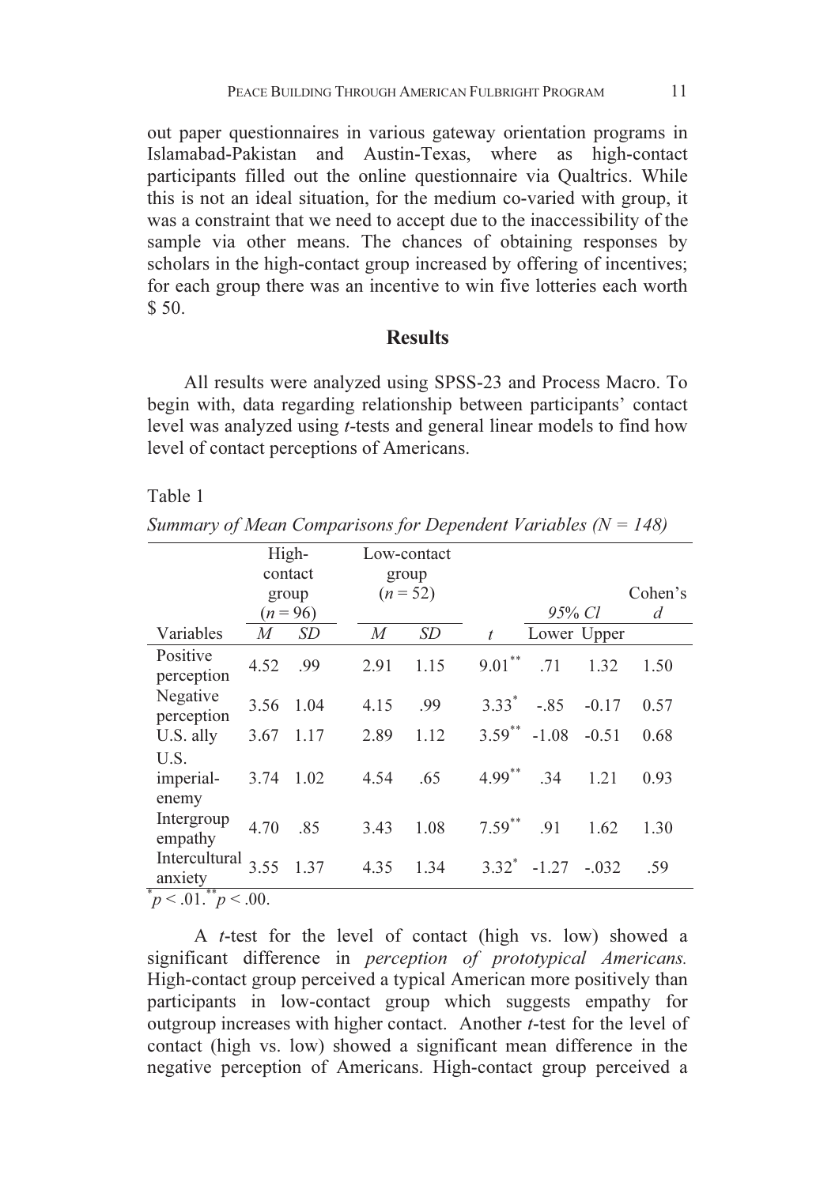out paper questionnaires in various gateway orientation programs in Islamabad-Pakistan and Austin-Texas, where as high-contact participants filled out the online questionnaire via Qualtrics. While this is not an ideal situation, for the medium co-varied with group, it was a constraint that we need to accept due to the inaccessibility of the sample via other means. The chances of obtaining responses by scholars in the high-contact group increased by offering of incentives; for each group there was an incentive to win five lotteries each worth $ 50.

## Results

All results were analyzed using SPSS-23 and Process Macro. To begin with, data regarding relationship between participants' contact level was analyzed using *t*-tests and general linear models to find how level of contact perceptions of Americans.

Table 1

*Summary of Mean Comparisons for Dependent Variables (N = 148)*

| | High-contact group ($n$ = 96) | | Low-contact group ($n$ = 52) | | | 95% *Cl* | | Cohen's *d* |
|---|---|---|---|---|---|---|---|---|
| Variables | *M* | *SD* | *M* | *SD* | *t* | Lower | Upper | |
| Positive perception | 4.52 | .99 | 2.91 | 1.15 | $9.01^{**}$ | .71 | 1.32 | 1.50 |
| Negative perception | 3.56 | 1.04 | 4.15 | .99 | $3.33^{*}$ | -.85 | -0.17 | 0.57 |
| U.S. ally | 3.67 | 1.17 | 2.89 | 1.12 | $3.59^{**}$ | -1.08 | -0.51 | 0.68 |
| U.S. imperial-enemy | 3.74 | 1.02 | 4.54 | .65 | $4.99^{**}$ | .34 | 1.21 | 0.93 |
| Intergroup empathy | 4.70 | .85 | 3.43 | 1.08 | $7.59^{**}$ | .91 | 1.62 | 1.30 |
| Intercultural anxiety | 3.55 | 1.37 | 4.35 | 1.34 | $3.32^{*}$ | -1.27 | -.032 | .59 |

$^{*}p < .01.$ $^{**}p < .00.$

A *t*-test for the level of contact (high vs. low) showed a significant difference in *perception of prototypical Americans.* High-contact group perceived a typical American more positively than participants in low-contact group which suggests empathy for outgroup increases with higher contact. Another *t*-test for the level of contact (high vs. low) showed a significant mean difference in the negative perception of Americans. High-contact group perceived a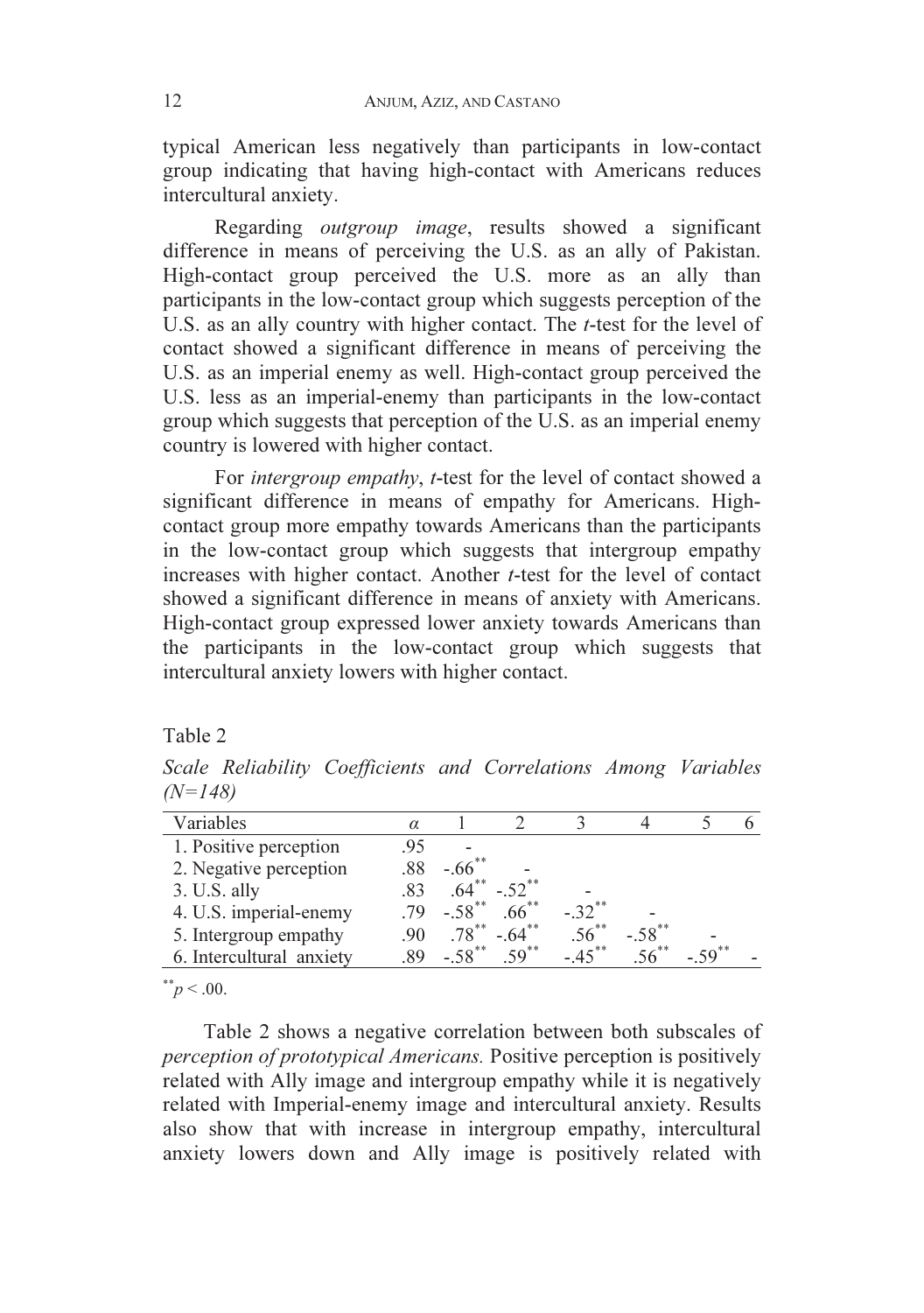typical American less negatively than participants in low-contact group indicating that having high-contact with Americans reduces intercultural anxiety.

Regarding *outgroup image*, results showed a significant difference in means of perceiving the U.S. as an ally of Pakistan. High-contact group perceived the U.S. more as an ally than participants in the low-contact group which suggests perception of the U.S. as an ally country with higher contact. The *t*-test for the level of contact showed a significant difference in means of perceiving the U.S. as an imperial enemy as well. High-contact group perceived the U.S. less as an imperial-enemy than participants in the low-contact group which suggests that perception of the U.S. as an imperial enemy country is lowered with higher contact.

For *intergroup empathy*, *t*-test for the level of contact showed a significant difference in means of empathy for Americans. High-contact group more empathy towards Americans than the participants in the low-contact group which suggests that intergroup empathy increases with higher contact. Another *t*-test for the level of contact showed a significant difference in means of anxiety with Americans. High-contact group expressed lower anxiety towards Americans than the participants in the low-contact group which suggests that intercultural anxiety lowers with higher contact.

Table 2

*Scale Reliability Coefficients and Correlations Among Variables (N=148)*

| Variables | $\alpha$ | 1 | 2 | 3 | 4 | 5 | 6 |
|---|---|---|---|---|---|---|---|
| 1. Positive perception | .95 | - | | | | | |
| 2. Negative perception | .88 | $-.66^{**}$ | - | | | | |
| 3. U.S. ally | .83 | $.64^{**}$ | $-.52^{**}$ | - | | | |
| 4. U.S. imperial-enemy | .79 | $-.58^{**}$ | $.66^{**}$ | $-.32^{**}$ | - | | |
| 5. Intergroup empathy | .90 | $.78^{**}$ | $-.64^{**}$ | $.56^{**}$ | $-.58^{**}$ | - | |
| 6. Intercultural anxiety | .89 | $-.58^{**}$ | $.59^{**}$ | $-.45^{**}$ | $.56^{**}$ | $-.59^{**}$ | - |

$^{**}p < .00$.

Table 2 shows a negative correlation between both subscales of *perception of prototypical Americans.* Positive perception is positively related with Ally image and intergroup empathy while it is negatively related with Imperial-enemy image and intercultural anxiety. Results also show that with increase in intergroup empathy, intercultural anxiety lowers down and Ally image is positively related with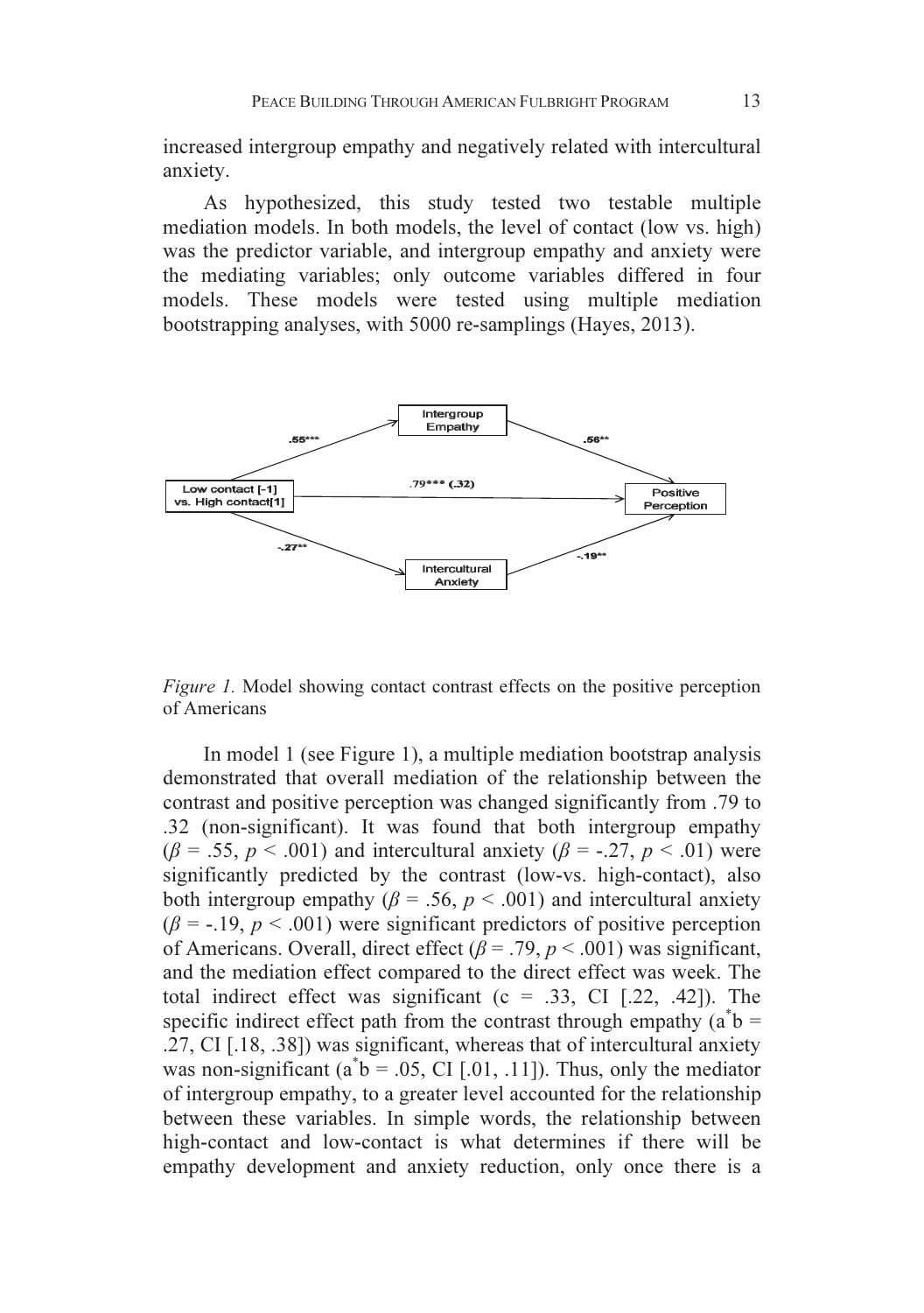increased intergroup empathy and negatively related with intercultural anxiety.

As hypothesized, this study tested two testable multiple mediation models. In both models, the level of contact (low vs. high) was the predictor variable, and intergroup empathy and anxiety were the mediating variables; only outcome variables differed in four models. These models were tested using multiple mediation bootstrapping analyses, with 5000 re-samplings (Hayes, 2013).

*Figure 1.* Model showing contact contrast effects on the positive perception of Americans

In model 1 (see Figure 1), a multiple mediation bootstrap analysis demonstrated that overall mediation of the relationship between the contrast and positive perception was changed significantly from .79 to .32 (non-significant). It was found that both intergroup empathy ($\beta$ = .55, $p$ < .001) and intercultural anxiety ($\beta$ = -.27, $p$ < .01) were significantly predicted by the contrast (low-vs. high-contact), also both intergroup empathy ($\beta$ = .56, $p$ < .001) and intercultural anxiety ($\beta$ = -.19, $p$ < .001) were significant predictors of positive perception of Americans. Overall, direct effect ($\beta$ = .79, $p$ < .001) was significant, and the mediation effect compared to the direct effect was week. The total indirect effect was significant (c = .33, CI [.22, .42]). The specific indirect effect path from the contrast through empathy ($a^*b$ = .27, CI [.18, .38]) was significant, whereas that of intercultural anxiety was non-significant ($a^*b$ = .05, CI [.01, .11]). Thus, only the mediator of intergroup empathy, to a greater level accounted for the relationship between these variables. In simple words, the relationship between high-contact and low-contact is what determines if there will be empathy development and anxiety reduction, only once there is a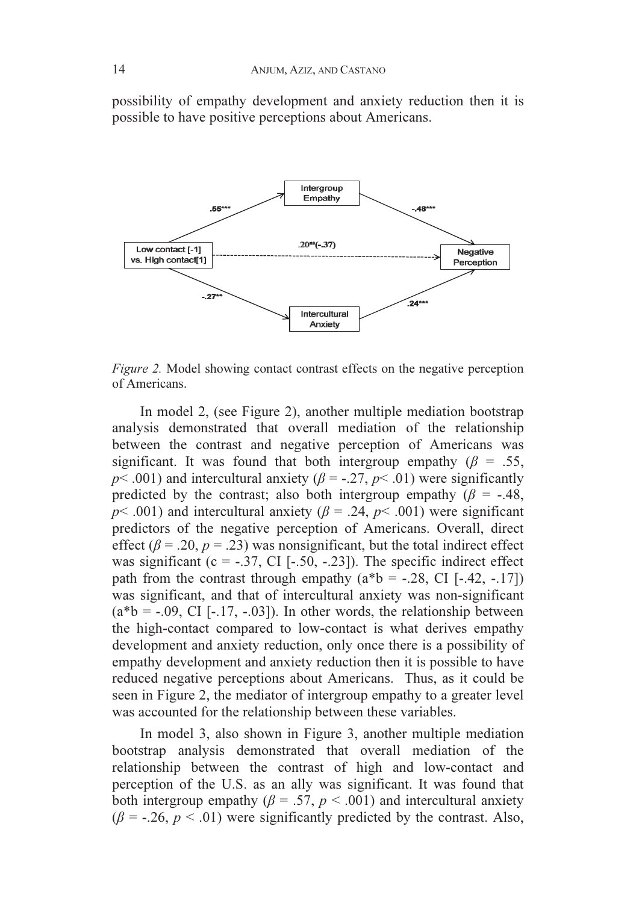possibility of empathy development and anxiety reduction then it is possible to have positive perceptions about Americans.

*Figure 2.* Model showing contact contrast effects on the negative perception of Americans.

In model 2, (see Figure 2), another multiple mediation bootstrap analysis demonstrated that overall mediation of the relationship between the contrast and negative perception of Americans was significant. It was found that both intergroup empathy ($\beta$ = .55, $p$< .001) and intercultural anxiety ($\beta$ = -.27, $p$< .01) were significantly predicted by the contrast; also both intergroup empathy ($\beta$ = -.48, $p$< .001) and intercultural anxiety ($\beta$ = .24, $p$< .001) were significant predictors of the negative perception of Americans. Overall, direct effect ($\beta$ = .20, $p$ = .23) was nonsignificant, but the total indirect effect was significant (c = -.37, CI [-.50, -.23]). The specific indirect effect path from the contrast through empathy (a*b = -.28, CI [-.42, -.17]) was significant, and that of intercultural anxiety was non-significant (a*b = -.09, CI [-.17, -.03]). In other words, the relationship between the high-contact compared to low-contact is what derives empathy development and anxiety reduction, only once there is a possibility of empathy development and anxiety reduction then it is possible to have reduced negative perceptions about Americans. Thus, as it could be seen in Figure 2, the mediator of intergroup empathy to a greater level was accounted for the relationship between these variables.

In model 3, also shown in Figure 3, another multiple mediation bootstrap analysis demonstrated that overall mediation of the relationship between the contrast of high and low-contact and perception of the U.S. as an ally was significant. It was found that both intergroup empathy ($\beta$ = .57, $p$ < .001) and intercultural anxiety ($\beta$ = -.26, $p$ < .01) were significantly predicted by the contrast. Also,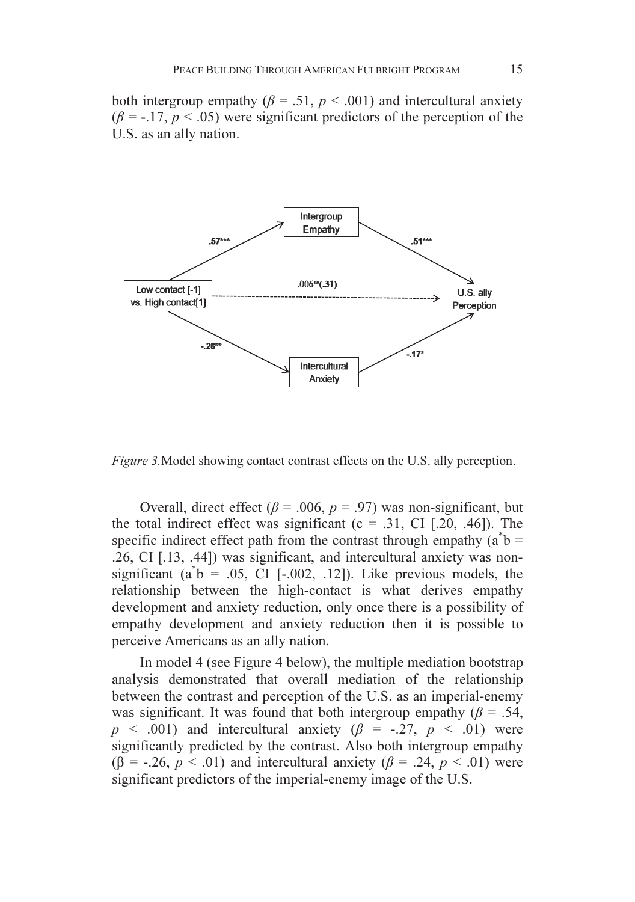both intergroup empathy ($\beta$ = .51, $p$ < .001) and intercultural anxiety ($\beta$ = -.17, $p$ < .05) were significant predictors of the perception of the U.S. as an ally nation.

*Figure 3.* Model showing contact contrast effects on the U.S. ally perception.

Overall, direct effect ($\beta$ = .006, $p$ = .97) was non-significant, but the total indirect effect was significant (c = .31, CI [.20, .46]). The specific indirect effect path from the contrast through empathy ($a^{*}b$ = .26, CI [.13, .44]) was significant, and intercultural anxiety was non-significant ($a^{*}b$ = .05, CI [-.002, .12]). Like previous models, the relationship between the high-contact is what derives empathy development and anxiety reduction, only once there is a possibility of empathy development and anxiety reduction then it is possible to perceive Americans as an ally nation.

In model 4 (see Figure 4 below), the multiple mediation bootstrap analysis demonstrated that overall mediation of the relationship between the contrast and perception of the U.S. as an imperial-enemy was significant. It was found that both intergroup empathy ($\beta$ = .54, $p$ < .001) and intercultural anxiety ($\beta$ = -.27, $p$ < .01) were significantly predicted by the contrast. Also both intergroup empathy ($\beta$ = -.26, $p$ < .01) and intercultural anxiety ($\beta$ = .24, $p$ < .01) were significant predictors of the imperial-enemy image of the U.S.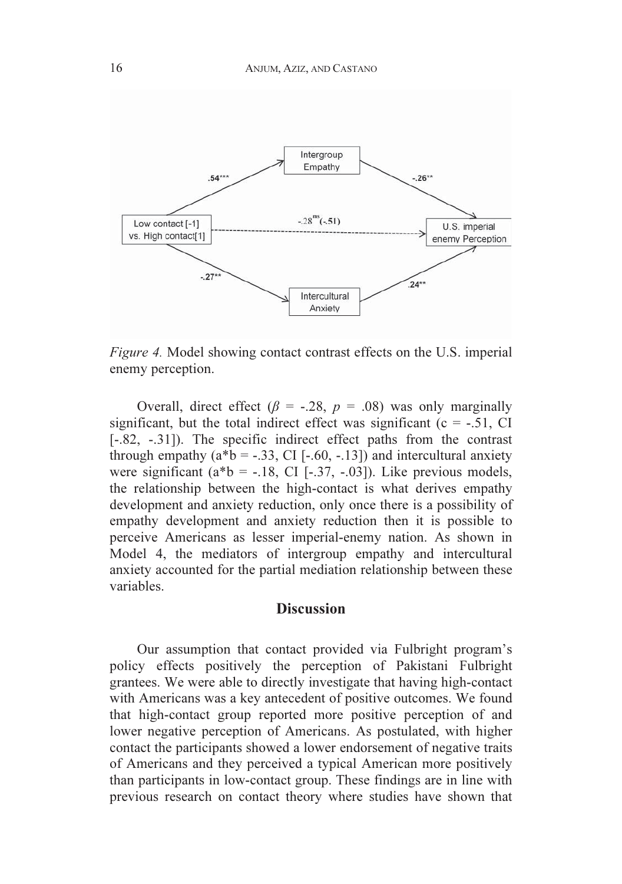*Figure 4.* Model showing contact contrast effects on the U.S. imperial enemy perception.

Overall, direct effect ($\beta$ = -.28, $p$ = .08) was only marginally significant, but the total indirect effect was significant (c = -.51, CI [-.82, -.31]). The specific indirect effect paths from the contrast through empathy (a*b = -.33, CI [-.60, -.13]) and intercultural anxiety were significant (a*b = -.18, CI [-.37, -.03]). Like previous models, the relationship between the high-contact is what derives empathy development and anxiety reduction, only once there is a possibility of empathy development and anxiety reduction then it is possible to perceive Americans as lesser imperial-enemy nation. As shown in Model 4, the mediators of intergroup empathy and intercultural anxiety accounted for the partial mediation relationship between these variables.

## Discussion

Our assumption that contact provided via Fulbright program's policy effects positively the perception of Pakistani Fulbright grantees. We were able to directly investigate that having high-contact with Americans was a key antecedent of positive outcomes. We found that high-contact group reported more positive perception of and lower negative perception of Americans. As postulated, with higher contact the participants showed a lower endorsement of negative traits of Americans and they perceived a typical American more positively than participants in low-contact group. These findings are in line with previous research on contact theory where studies have shown that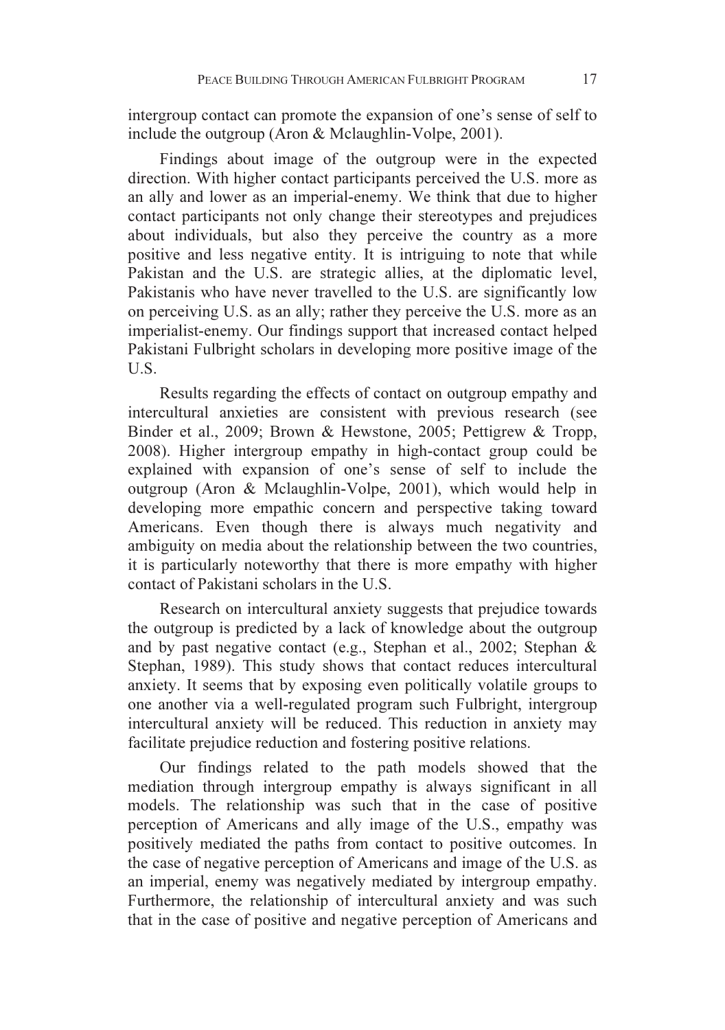intergroup contact can promote the expansion of one's sense of self to include the outgroup (Aron & Mclaughlin-Volpe, 2001).

Findings about image of the outgroup were in the expected direction. With higher contact participants perceived the U.S. more as an ally and lower as an imperial-enemy. We think that due to higher contact participants not only change their stereotypes and prejudices about individuals, but also they perceive the country as a more positive and less negative entity. It is intriguing to note that while Pakistan and the U.S. are strategic allies, at the diplomatic level, Pakistanis who have never travelled to the U.S. are significantly low on perceiving U.S. as an ally; rather they perceive the U.S. more as an imperialist-enemy. Our findings support that increased contact helped Pakistani Fulbright scholars in developing more positive image of the U.S.

Results regarding the effects of contact on outgroup empathy and intercultural anxieties are consistent with previous research (see Binder et al., 2009; Brown & Hewstone, 2005; Pettigrew & Tropp, 2008). Higher intergroup empathy in high-contact group could be explained with expansion of one's sense of self to include the outgroup (Aron & Mclaughlin-Volpe, 2001), which would help in developing more empathic concern and perspective taking toward Americans. Even though there is always much negativity and ambiguity on media about the relationship between the two countries, it is particularly noteworthy that there is more empathy with higher contact of Pakistani scholars in the U.S.

Research on intercultural anxiety suggests that prejudice towards the outgroup is predicted by a lack of knowledge about the outgroup and by past negative contact (e.g., Stephan et al., 2002; Stephan & Stephan, 1989). This study shows that contact reduces intercultural anxiety. It seems that by exposing even politically volatile groups to one another via a well-regulated program such Fulbright, intergroup intercultural anxiety will be reduced. This reduction in anxiety may facilitate prejudice reduction and fostering positive relations.

Our findings related to the path models showed that the mediation through intergroup empathy is always significant in all models. The relationship was such that in the case of positive perception of Americans and ally image of the U.S., empathy was positively mediated the paths from contact to positive outcomes. In the case of negative perception of Americans and image of the U.S. as an imperial, enemy was negatively mediated by intergroup empathy. Furthermore, the relationship of intercultural anxiety and was such that in the case of positive and negative perception of Americans and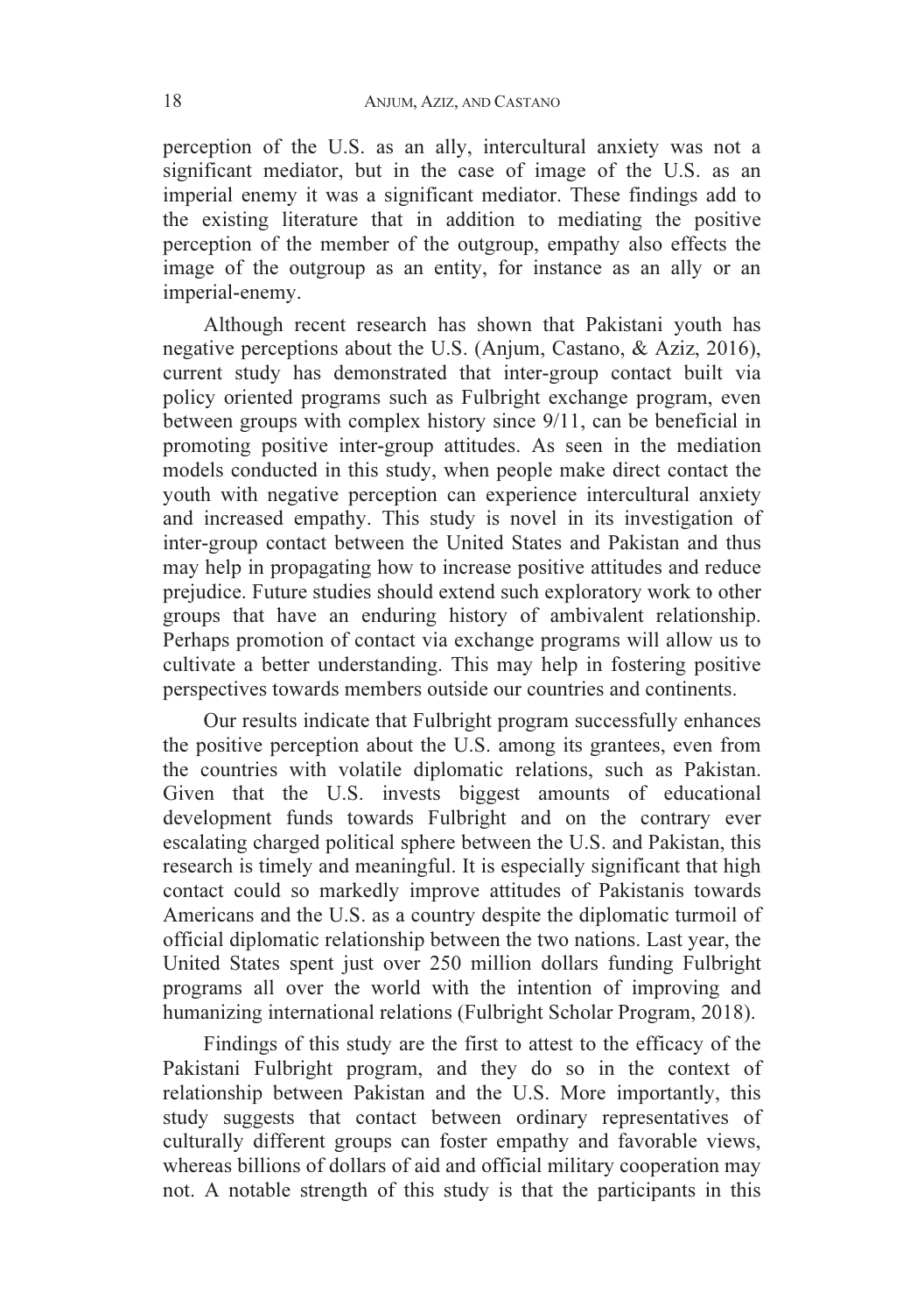perception of the U.S. as an ally, intercultural anxiety was not a significant mediator, but in the case of image of the U.S. as an imperial enemy it was a significant mediator. These findings add to the existing literature that in addition to mediating the positive perception of the member of the outgroup, empathy also effects the image of the outgroup as an entity, for instance as an ally or an imperial-enemy.

Although recent research has shown that Pakistani youth has negative perceptions about the U.S. (Anjum, Castano, & Aziz, 2016), current study has demonstrated that inter-group contact built via policy oriented programs such as Fulbright exchange program, even between groups with complex history since 9/11, can be beneficial in promoting positive inter-group attitudes. As seen in the mediation models conducted in this study, when people make direct contact the youth with negative perception can experience intercultural anxiety and increased empathy. This study is novel in its investigation of inter-group contact between the United States and Pakistan and thus may help in propagating how to increase positive attitudes and reduce prejudice. Future studies should extend such exploratory work to other groups that have an enduring history of ambivalent relationship. Perhaps promotion of contact via exchange programs will allow us to cultivate a better understanding. This may help in fostering positive perspectives towards members outside our countries and continents.

Our results indicate that Fulbright program successfully enhances the positive perception about the U.S. among its grantees, even from the countries with volatile diplomatic relations, such as Pakistan. Given that the U.S. invests biggest amounts of educational development funds towards Fulbright and on the contrary ever escalating charged political sphere between the U.S. and Pakistan, this research is timely and meaningful. It is especially significant that high contact could so markedly improve attitudes of Pakistanis towards Americans and the U.S. as a country despite the diplomatic turmoil of official diplomatic relationship between the two nations. Last year, the United States spent just over 250 million dollars funding Fulbright programs all over the world with the intention of improving and humanizing international relations (Fulbright Scholar Program, 2018).

Findings of this study are the first to attest to the efficacy of the Pakistani Fulbright program, and they do so in the context of relationship between Pakistan and the U.S. More importantly, this study suggests that contact between ordinary representatives of culturally different groups can foster empathy and favorable views, whereas billions of dollars of aid and official military cooperation may not. A notable strength of this study is that the participants in this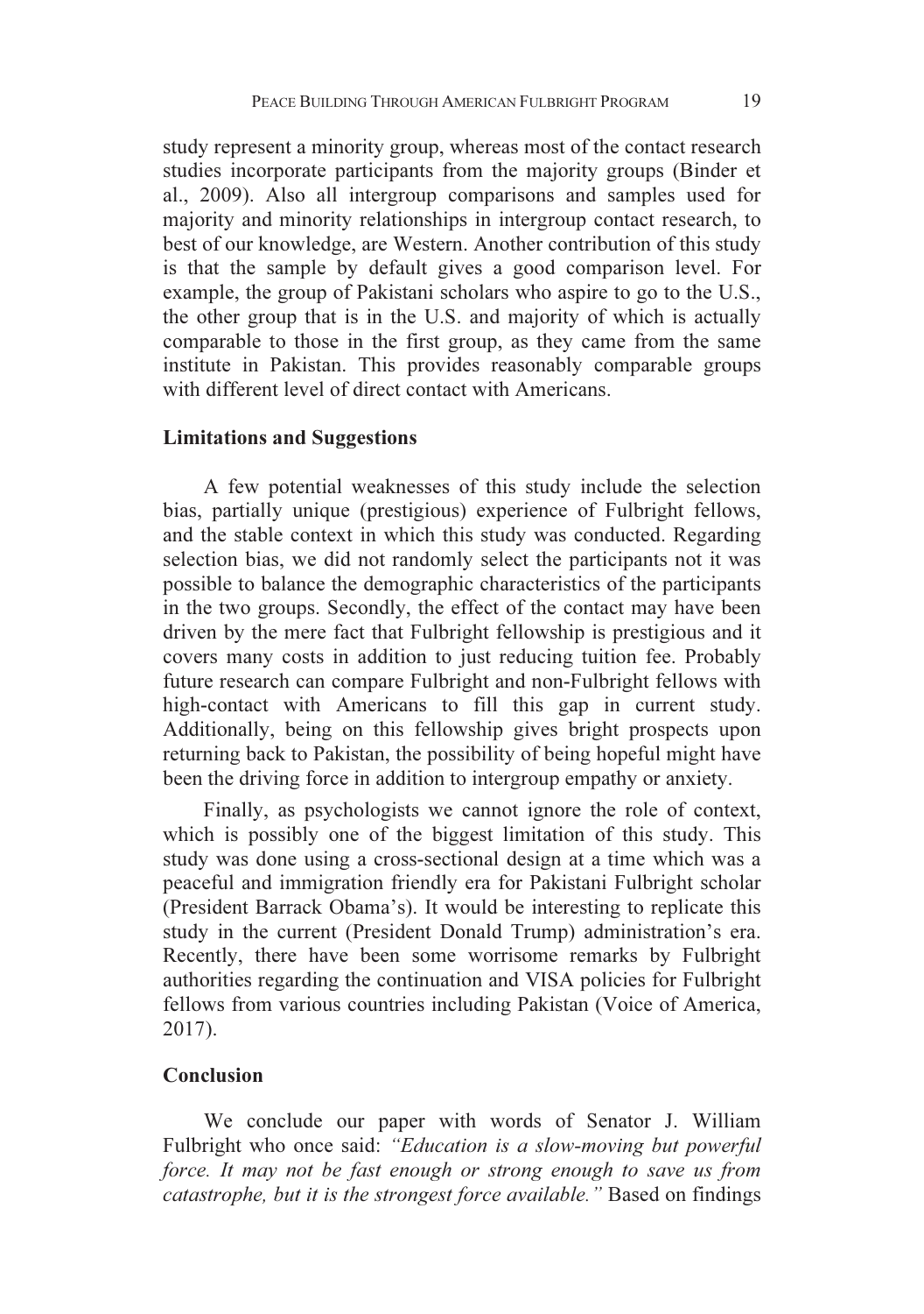study represent a minority group, whereas most of the contact research studies incorporate participants from the majority groups (Binder et al., 2009). Also all intergroup comparisons and samples used for majority and minority relationships in intergroup contact research, to best of our knowledge, are Western. Another contribution of this study is that the sample by default gives a good comparison level. For example, the group of Pakistani scholars who aspire to go to the U.S., the other group that is in the U.S. and majority of which is actually comparable to those in the first group, as they came from the same institute in Pakistan. This provides reasonably comparable groups with different level of direct contact with Americans.

## Limitations and Suggestions

A few potential weaknesses of this study include the selection bias, partially unique (prestigious) experience of Fulbright fellows, and the stable context in which this study was conducted. Regarding selection bias, we did not randomly select the participants not it was possible to balance the demographic characteristics of the participants in the two groups. Secondly, the effect of the contact may have been driven by the mere fact that Fulbright fellowship is prestigious and it covers many costs in addition to just reducing tuition fee. Probably future research can compare Fulbright and non-Fulbright fellows with high-contact with Americans to fill this gap in current study. Additionally, being on this fellowship gives bright prospects upon returning back to Pakistan, the possibility of being hopeful might have been the driving force in addition to intergroup empathy or anxiety.

Finally, as psychologists we cannot ignore the role of context, which is possibly one of the biggest limitation of this study. This study was done using a cross-sectional design at a time which was a peaceful and immigration friendly era for Pakistani Fulbright scholar (President Barrack Obama's). It would be interesting to replicate this study in the current (President Donald Trump) administration's era. Recently, there have been some worrisome remarks by Fulbright authorities regarding the continuation and VISA policies for Fulbright fellows from various countries including Pakistan (Voice of America, 2017).

## Conclusion

We conclude our paper with words of Senator J. William Fulbright who once said: *"Education is a slow-moving but powerful force. It may not be fast enough or strong enough to save us from catastrophe, but it is the strongest force available."* Based on findings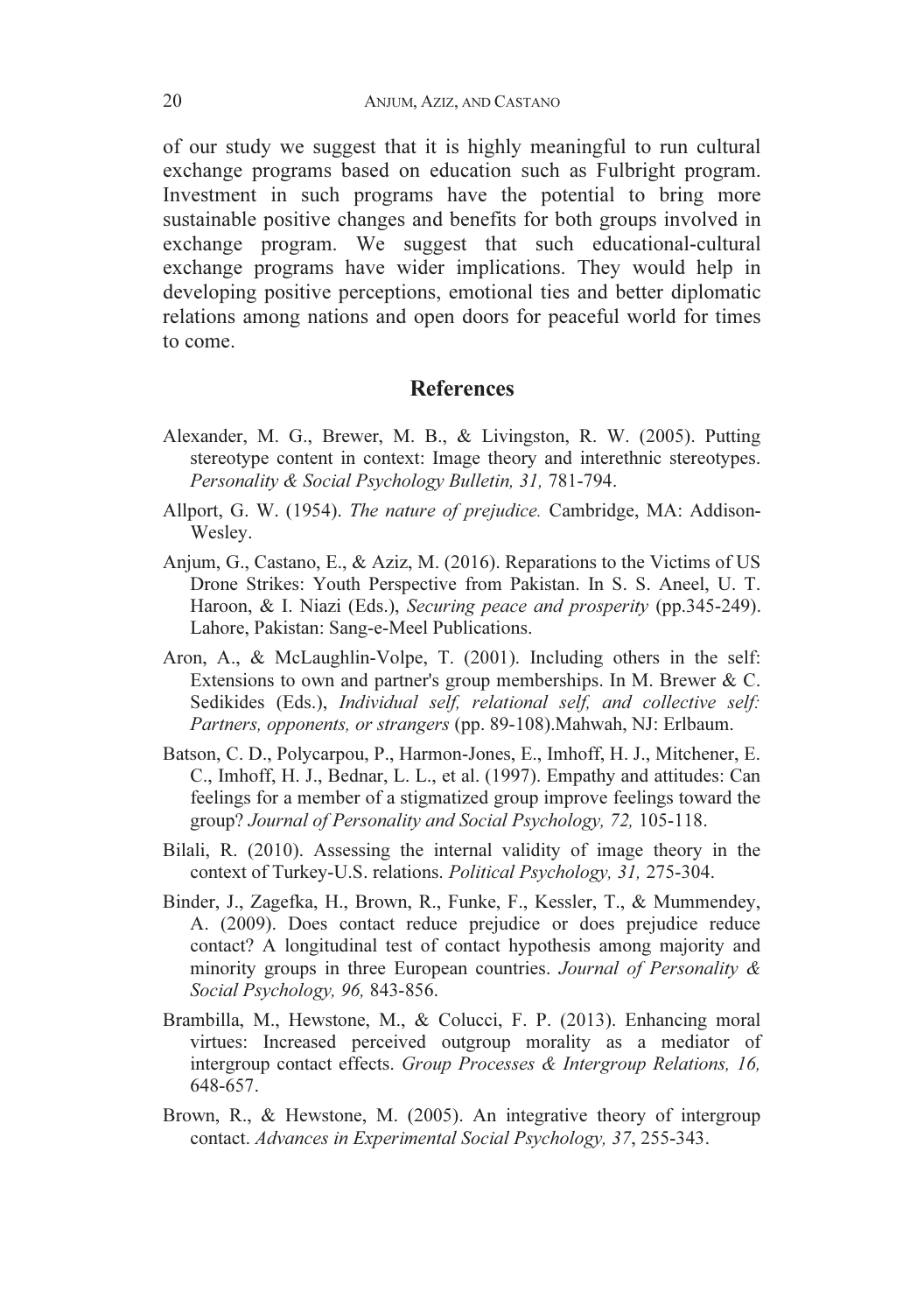of our study we suggest that it is highly meaningful to run cultural exchange programs based on education such as Fulbright program. Investment in such programs have the potential to bring more sustainable positive changes and benefits for both groups involved in exchange program. We suggest that such educational-cultural exchange programs have wider implications. They would help in developing positive perceptions, emotional ties and better diplomatic relations among nations and open doors for peaceful world for times to come.

## References

Alexander, M. G., Brewer, M. B., & Livingston, R. W. (2005). Putting stereotype content in context: Image theory and interethnic stereotypes. *Personality & Social Psychology Bulletin, 31,* 781-794.

Allport, G. W. (1954). *The nature of prejudice.* Cambridge, MA: Addison-Wesley.

Anjum, G., Castano, E., & Aziz, M. (2016). Reparations to the Victims of US Drone Strikes: Youth Perspective from Pakistan. In S. S. Aneel, U. T. Haroon, & I. Niazi (Eds.), *Securing peace and prosperity* (pp.345-249). Lahore, Pakistan: Sang-e-Meel Publications.

Aron, A., & McLaughlin-Volpe, T. (2001). Including others in the self: Extensions to own and partner's group memberships. In M. Brewer & C. Sedikides (Eds.), *Individual self, relational self, and collective self: Partners, opponents, or strangers* (pp. 89-108).Mahwah, NJ: Erlbaum.

Batson, C. D., Polycarpou, P., Harmon-Jones, E., Imhoff, H. J., Mitchener, E. C., Imhoff, H. J., Bednar, L. L., et al. (1997). Empathy and attitudes: Can feelings for a member of a stigmatized group improve feelings toward the group? *Journal of Personality and Social Psychology, 72,* 105-118.

Bilali, R. (2010). Assessing the internal validity of image theory in the context of Turkey-U.S. relations. *Political Psychology, 31,* 275-304.

Binder, J., Zagefka, H., Brown, R., Funke, F., Kessler, T., & Mummendey, A. (2009). Does contact reduce prejudice or does prejudice reduce contact? A longitudinal test of contact hypothesis among majority and minority groups in three European countries. *Journal of Personality & Social Psychology, 96,* 843-856.

Brambilla, M., Hewstone, M., & Colucci, F. P. (2013). Enhancing moral virtues: Increased perceived outgroup morality as a mediator of intergroup contact effects. *Group Processes & Intergroup Relations, 16,* 648-657.

Brown, R., & Hewstone, M. (2005). An integrative theory of intergroup contact. *Advances in Experimental Social Psychology, 37*, 255-343.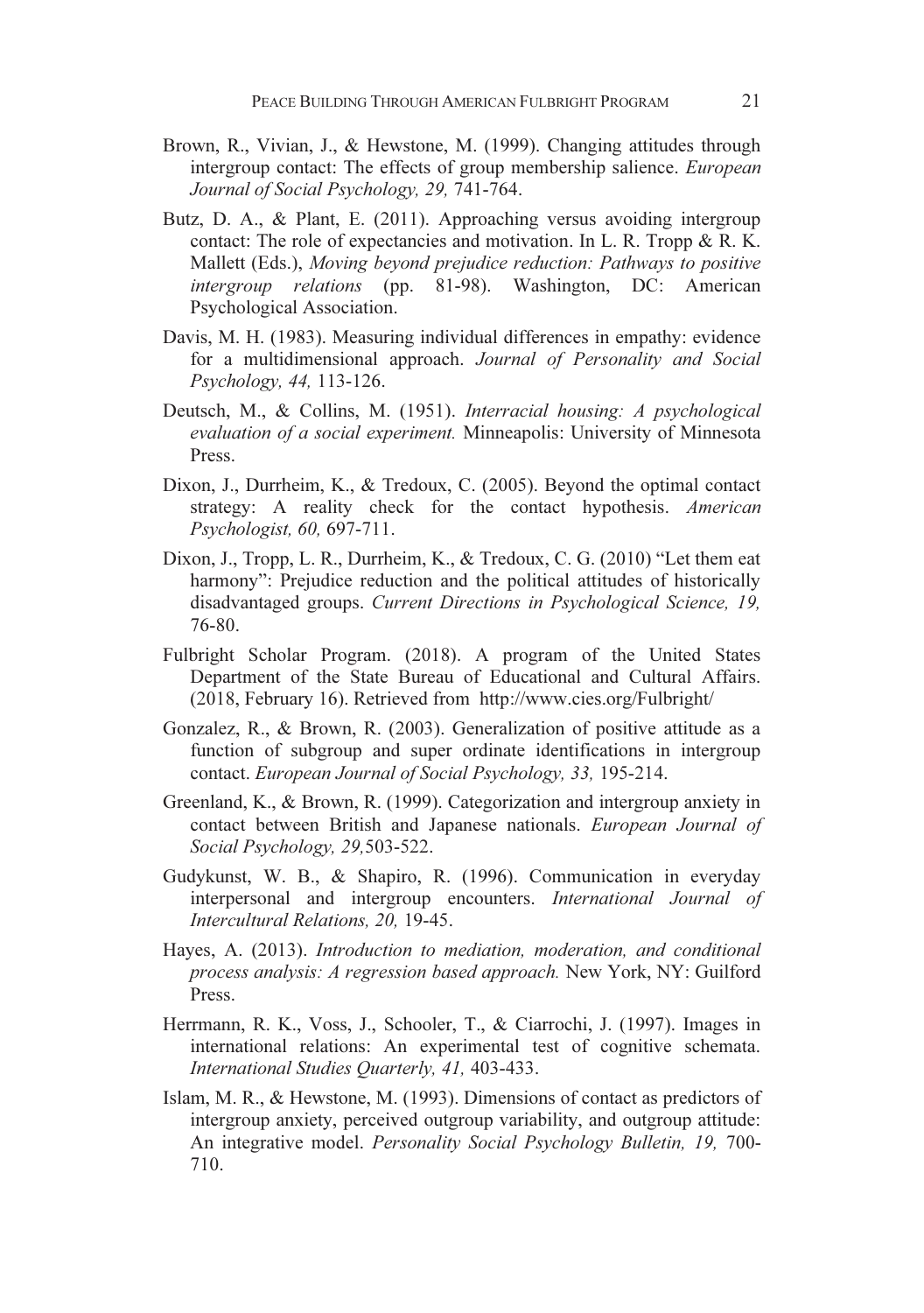Brown, R., Vivian, J., & Hewstone, M. (1999). Changing attitudes through intergroup contact: The effects of group membership salience. *European Journal of Social Psychology, 29,* 741-764.

Butz, D. A., & Plant, E. (2011). Approaching versus avoiding intergroup contact: The role of expectancies and motivation. In L. R. Tropp & R. K. Mallett (Eds.), *Moving beyond prejudice reduction: Pathways to positive intergroup relations* (pp. 81-98). Washington, DC: American Psychological Association.

Davis, M. H. (1983). Measuring individual differences in empathy: evidence for a multidimensional approach. *Journal of Personality and Social Psychology, 44,* 113-126.

Deutsch, M., & Collins, M. (1951). *Interracial housing: A psychological evaluation of a social experiment.* Minneapolis: University of Minnesota Press.

Dixon, J., Durrheim, K., & Tredoux, C. (2005). Beyond the optimal contact strategy: A reality check for the contact hypothesis. *American Psychologist, 60,* 697-711.

Dixon, J., Tropp, L. R., Durrheim, K., & Tredoux, C. G. (2010) "Let them eat harmony": Prejudice reduction and the political attitudes of historically disadvantaged groups. *Current Directions in Psychological Science, 19,* 76-80.

Fulbright Scholar Program. (2018). A program of the United States Department of the State Bureau of Educational and Cultural Affairs. (2018, February 16). Retrieved from http://www.cies.org/Fulbright/

Gonzalez, R., & Brown, R. (2003). Generalization of positive attitude as a function of subgroup and super ordinate identifications in intergroup contact. *European Journal of Social Psychology, 33,* 195-214.

Greenland, K., & Brown, R. (1999). Categorization and intergroup anxiety in contact between British and Japanese nationals. *European Journal of Social Psychology, 29,*503-522.

Gudykunst, W. B., & Shapiro, R. (1996). Communication in everyday interpersonal and intergroup encounters. *International Journal of Intercultural Relations, 20,* 19-45.

Hayes, A. (2013). *Introduction to mediation, moderation, and conditional process analysis: A regression based approach.* New York, NY: Guilford Press.

Herrmann, R. K., Voss, J., Schooler, T., & Ciarrochi, J. (1997). Images in international relations: An experimental test of cognitive schemata. *International Studies Quarterly, 41,* 403-433.

Islam, M. R., & Hewstone, M. (1993). Dimensions of contact as predictors of intergroup anxiety, perceived outgroup variability, and outgroup attitude: An integrative model. *Personality Social Psychology Bulletin, 19,* 700-710.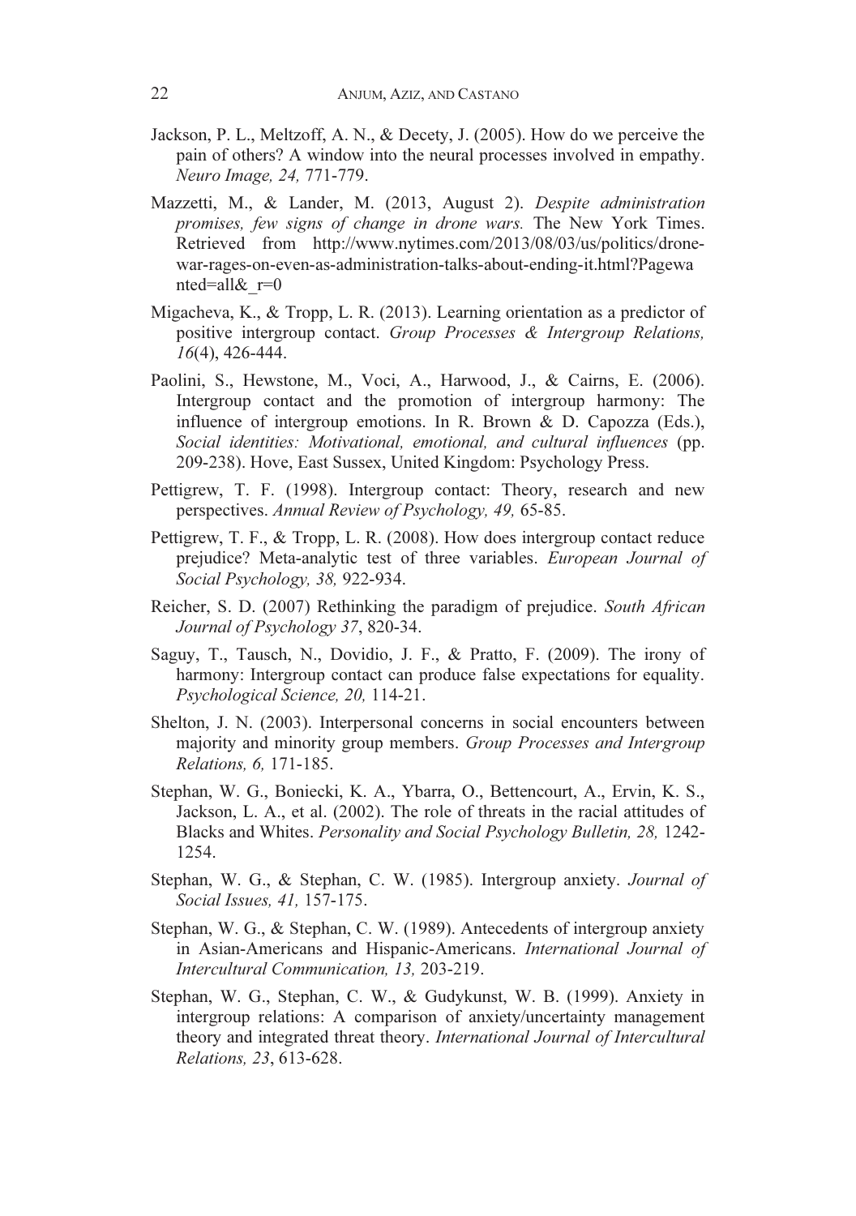Jackson, P. L., Meltzoff, A. N., & Decety, J. (2005). How do we perceive the pain of others? A window into the neural processes involved in empathy. *Neuro Image, 24,* 771-779.

Mazzetti, M., & Lander, M. (2013, August 2). *Despite administration promises, few signs of change in drone wars.* The New York Times. Retrieved from http://www.nytimes.com/2013/08/03/us/politics/drone-war-rages-on-even-as-administration-talks-about-ending-it.html?Pagewanted=all&_r=0

Migacheva, K., & Tropp, L. R. (2013). Learning orientation as a predictor of positive intergroup contact. *Group Processes & Intergroup Relations, 16*(4), 426-444.

Paolini, S., Hewstone, M., Voci, A., Harwood, J., & Cairns, E. (2006). Intergroup contact and the promotion of intergroup harmony: The influence of intergroup emotions. In R. Brown & D. Capozza (Eds.), *Social identities: Motivational, emotional, and cultural influences* (pp. 209-238). Hove, East Sussex, United Kingdom: Psychology Press.

Pettigrew, T. F. (1998). Intergroup contact: Theory, research and new perspectives. *Annual Review of Psychology, 49,* 65-85.

Pettigrew, T. F., & Tropp, L. R. (2008). How does intergroup contact reduce prejudice? Meta-analytic test of three variables. *European Journal of Social Psychology, 38,* 922-934.

Reicher, S. D. (2007) Rethinking the paradigm of prejudice. *South African Journal of Psychology 37*, 820-34.

Saguy, T., Tausch, N., Dovidio, J. F., & Pratto, F. (2009). The irony of harmony: Intergroup contact can produce false expectations for equality. *Psychological Science, 20,* 114-21.

Shelton, J. N. (2003). Interpersonal concerns in social encounters between majority and minority group members. *Group Processes and Intergroup Relations, 6,* 171-185.

Stephan, W. G., Boniecki, K. A., Ybarra, O., Bettencourt, A., Ervin, K. S., Jackson, L. A., et al. (2002). The role of threats in the racial attitudes of Blacks and Whites. *Personality and Social Psychology Bulletin, 28,* 1242-1254.

Stephan, W. G., & Stephan, C. W. (1985). Intergroup anxiety. *Journal of Social Issues, 41,* 157-175.

Stephan, W. G., & Stephan, C. W. (1989). Antecedents of intergroup anxiety in Asian-Americans and Hispanic-Americans. *International Journal of Intercultural Communication, 13,* 203-219.

Stephan, W. G., Stephan, C. W., & Gudykunst, W. B. (1999). Anxiety in intergroup relations: A comparison of anxiety/uncertainty management theory and integrated threat theory. *International Journal of Intercultural Relations, 23*, 613-628.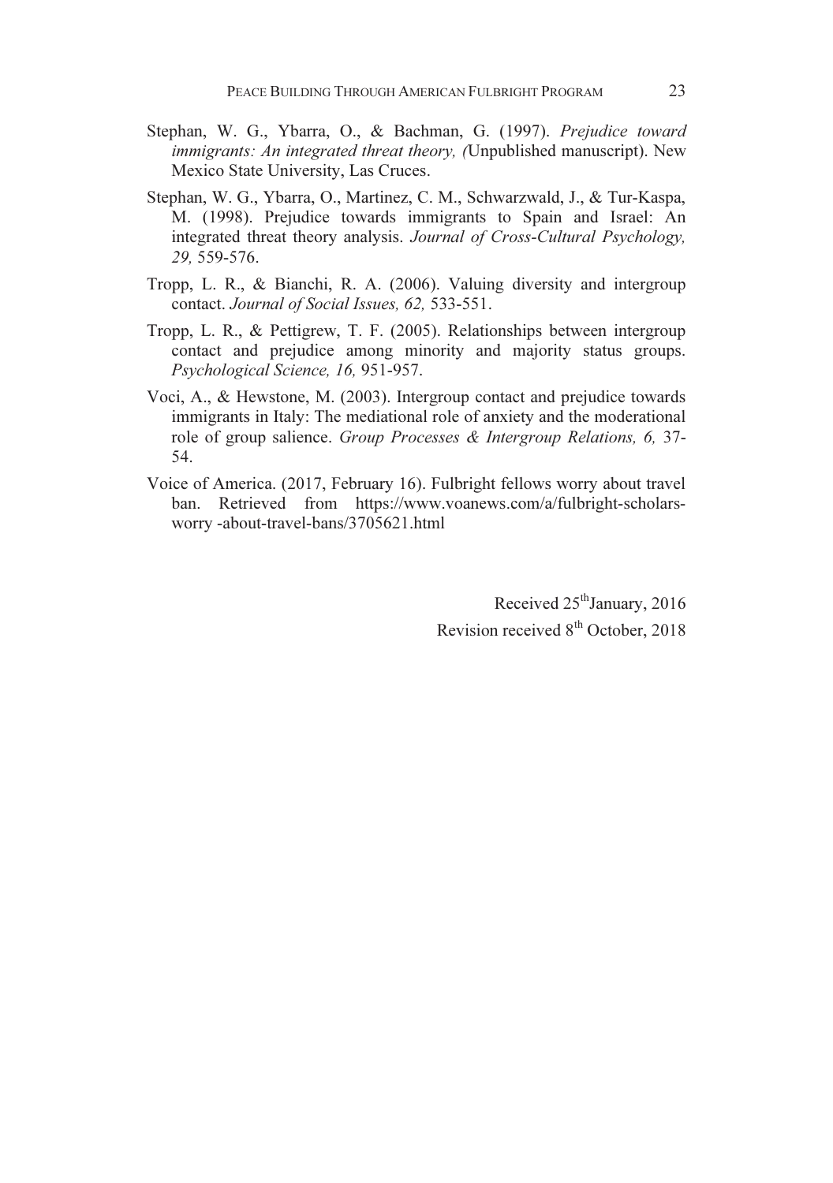Stephan, W. G., Ybarra, O., & Bachman, G. (1997). *Prejudice toward immigrants: An integrated threat theory, (*Unpublished manuscript). New Mexico State University, Las Cruces.

Stephan, W. G., Ybarra, O., Martinez, C. M., Schwarzwald, J., & Tur-Kaspa, M. (1998). Prejudice towards immigrants to Spain and Israel: An integrated threat theory analysis. *Journal of Cross-Cultural Psychology, 29,* 559-576.

Tropp, L. R., & Bianchi, R. A. (2006). Valuing diversity and intergroup contact. *Journal of Social Issues, 62,* 533-551.

Tropp, L. R., & Pettigrew, T. F. (2005). Relationships between intergroup contact and prejudice among minority and majority status groups. *Psychological Science, 16,* 951-957.

Voci, A., & Hewstone, M. (2003). Intergroup contact and prejudice towards immigrants in Italy: The mediational role of anxiety and the moderational role of group salience. *Group Processes & Intergroup Relations, 6,* 37-54.

Voice of America. (2017, February 16). Fulbright fellows worry about travel ban. Retrieved from https://www.voanews.com/a/fulbright-scholars-worry -about-travel-bans/3705621.html

Received 25th January, 2016  
Revision received 8th October, 2018